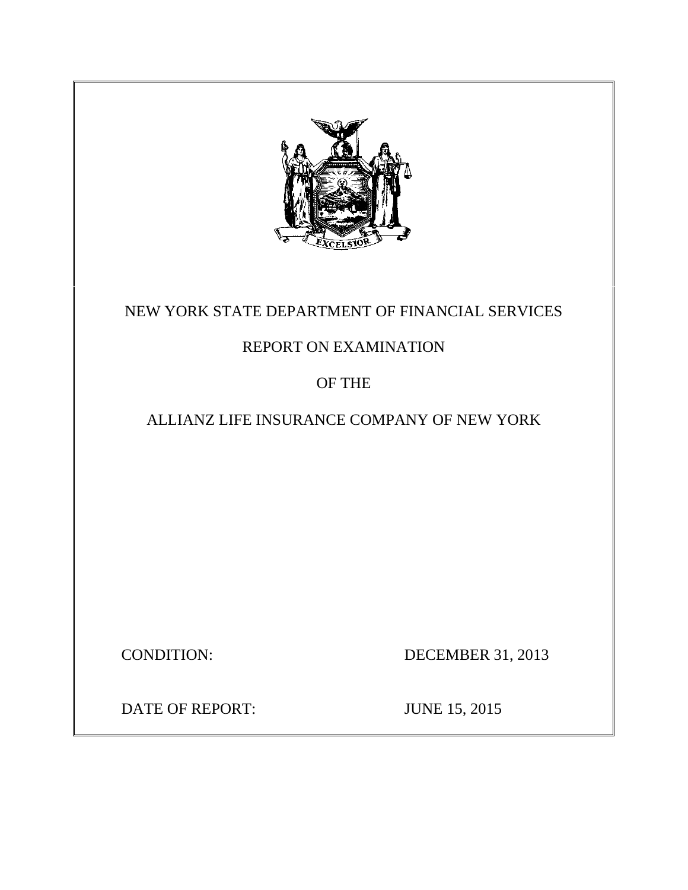NEW YORK STATE DEPARTMENT OF FINANCIAL SERVICES

REPORT ON EXAMINATION

OF THE

ALLIANZ LIFE INSURANCE COMPANY OF NEW YORK

| | |
|---|---|
| CONDITION: | DECEMBER 31, 2013 |
| DATE OF REPORT: | JUNE 15, 2015 |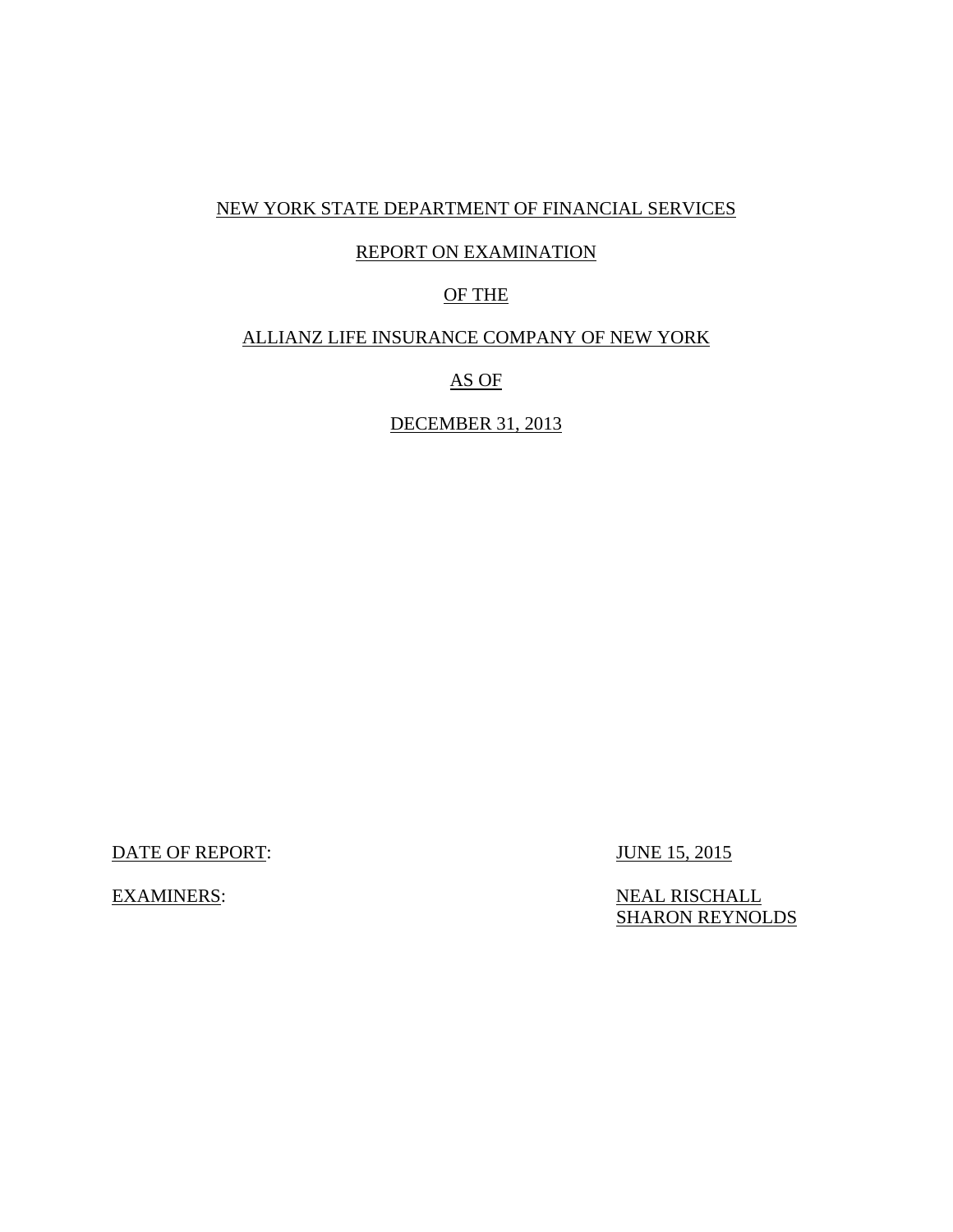NEW YORK STATE DEPARTMENT OF FINANCIAL SERVICES

REPORT ON EXAMINATION

OF THE

ALLIANZ LIFE INSURANCE COMPANY OF NEW YORK

AS OF

DECEMBER 31, 2013

DATE OF REPORT: JUNE 15, 2015

EXAMINERS: NEAL RISCHALL
SHARON REYNOLDS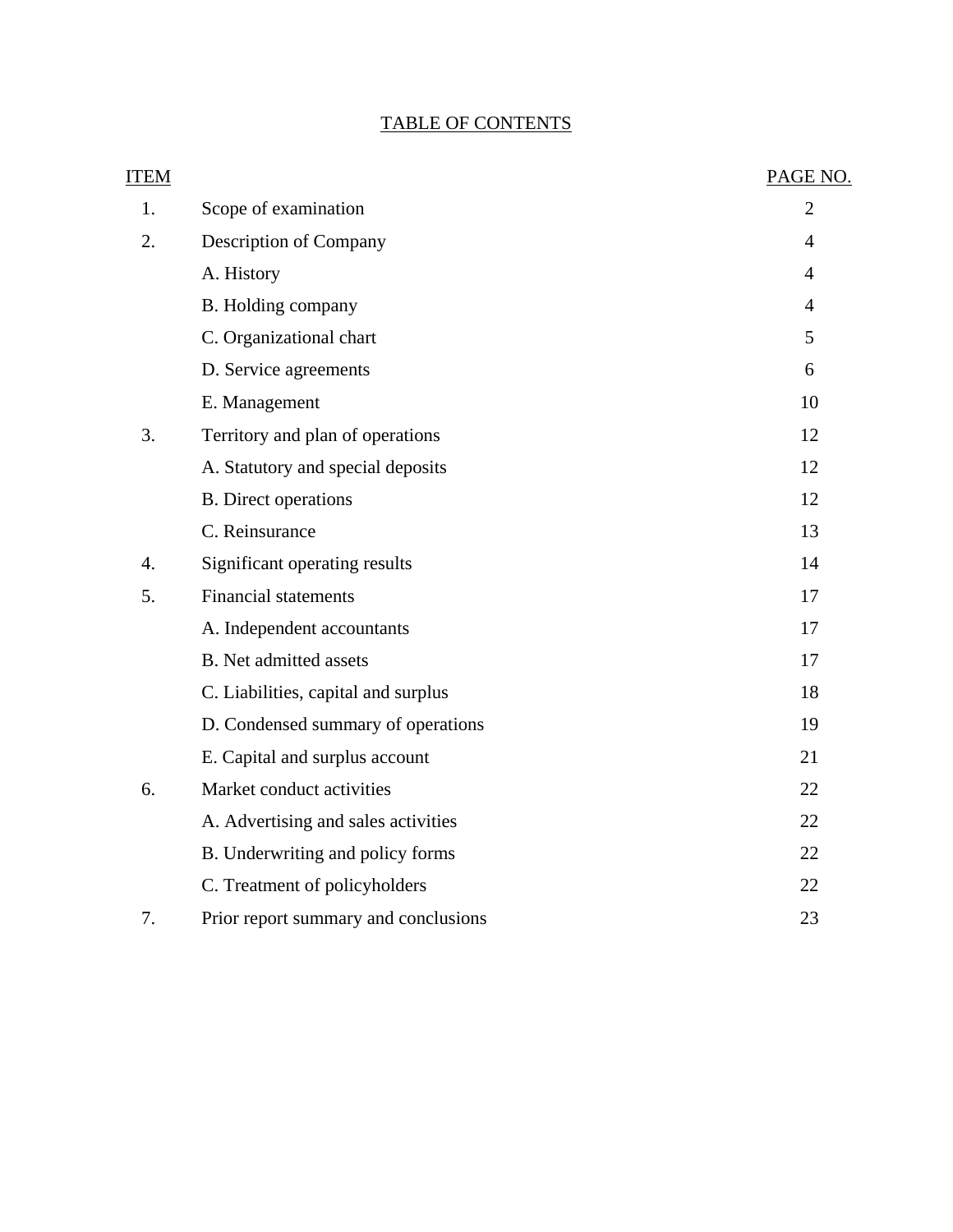# TABLE OF CONTENTS

| ITEM | | PAGE NO. |
|---|---|---|
| 1. | Scope of examination | 2 |
| 2. | Description of Company | 4 |
| | A. History | 4 |
| | B. Holding company | 4 |
| | C. Organizational chart | 5 |
| | D. Service agreements | 6 |
| | E. Management | 10 |
| 3. | Territory and plan of operations | 12 |
| | A. Statutory and special deposits | 12 |
| | B. Direct operations | 12 |
| | C. Reinsurance | 13 |
| 4. | Significant operating results | 14 |
| 5. | Financial statements | 17 |
| | A. Independent accountants | 17 |
| | B. Net admitted assets | 17 |
| | C. Liabilities, capital and surplus | 18 |
| | D. Condensed summary of operations | 19 |
| | E. Capital and surplus account | 21 |
| 6. | Market conduct activities | 22 |
| | A. Advertising and sales activities | 22 |
| | B. Underwriting and policy forms | 22 |
| | C. Treatment of policyholders | 22 |
| 7. | Prior report summary and conclusions | 23 |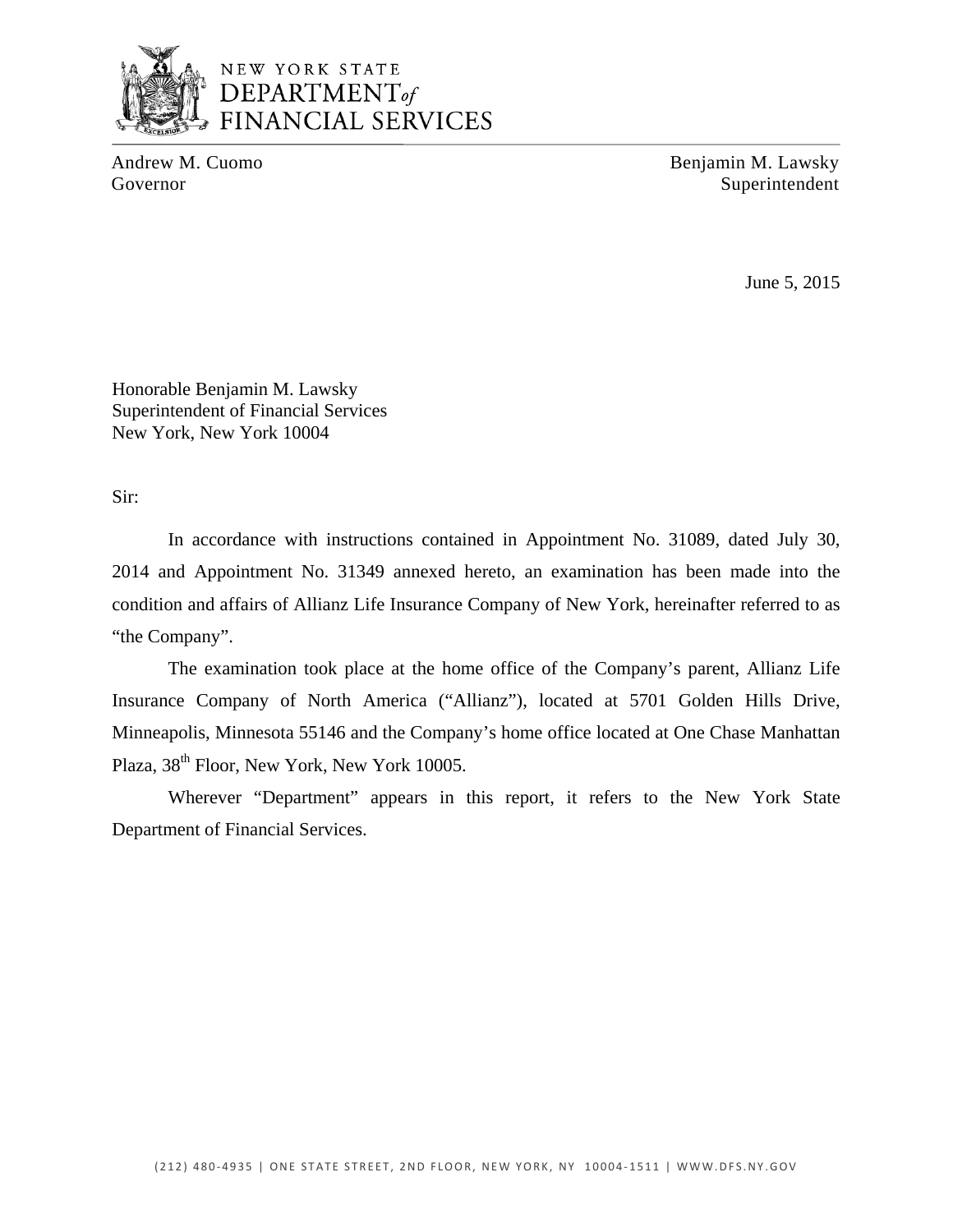NEW YORK STATE
DEPARTMENT *of*
FINANCIAL SERVICES

Andrew M. Cuomo
Governor

Benjamin M. Lawsky
Superintendent

June 5, 2015

Honorable Benjamin M. Lawsky
Superintendent of Financial Services
New York, New York 10004

Sir:

In accordance with instructions contained in Appointment No. 31089, dated July 30, 2014 and Appointment No. 31349 annexed hereto, an examination has been made into the condition and affairs of Allianz Life Insurance Company of New York, hereinafter referred to as "the Company".

The examination took place at the home office of the Company's parent, Allianz Life Insurance Company of North America ("Allianz"), located at 5701 Golden Hills Drive, Minneapolis, Minnesota 55146 and the Company's home office located at One Chase Manhattan Plaza, 38th Floor, New York, New York 10005.

Wherever "Department" appears in this report, it refers to the New York State Department of Financial Services.

(212) 480-4935 | ONE STATE STREET, 2ND FLOOR, NEW YORK, NY 10004-1511 | WWW.DFS.NY.GOV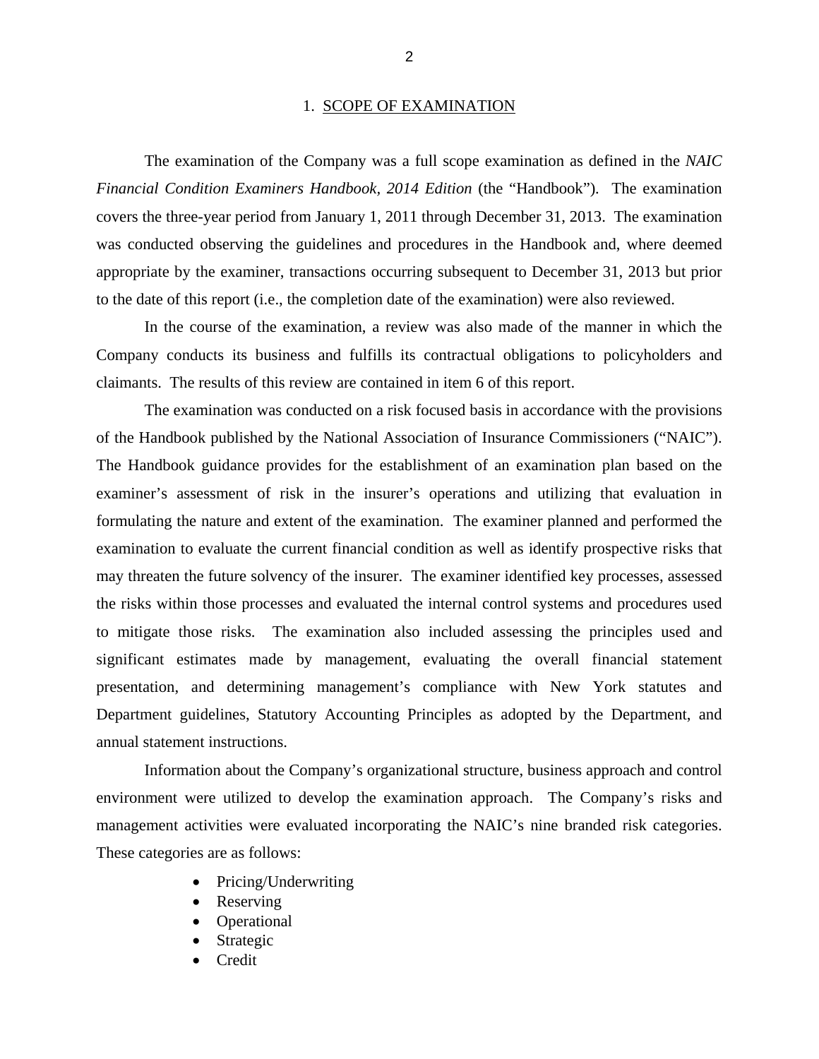## 1. SCOPE OF EXAMINATION

The examination of the Company was a full scope examination as defined in the *NAIC Financial Condition Examiners Handbook, 2014 Edition* (the "Handbook"). The examination covers the three-year period from January 1, 2011 through December 31, 2013. The examination was conducted observing the guidelines and procedures in the Handbook and, where deemed appropriate by the examiner, transactions occurring subsequent to December 31, 2013 but prior to the date of this report (i.e., the completion date of the examination) were also reviewed.

In the course of the examination, a review was also made of the manner in which the Company conducts its business and fulfills its contractual obligations to policyholders and claimants. The results of this review are contained in item 6 of this report.

The examination was conducted on a risk focused basis in accordance with the provisions of the Handbook published by the National Association of Insurance Commissioners ("NAIC"). The Handbook guidance provides for the establishment of an examination plan based on the examiner's assessment of risk in the insurer's operations and utilizing that evaluation in formulating the nature and extent of the examination. The examiner planned and performed the examination to evaluate the current financial condition as well as identify prospective risks that may threaten the future solvency of the insurer. The examiner identified key processes, assessed the risks within those processes and evaluated the internal control systems and procedures used to mitigate those risks. The examination also included assessing the principles used and significant estimates made by management, evaluating the overall financial statement presentation, and determining management's compliance with New York statutes and Department guidelines, Statutory Accounting Principles as adopted by the Department, and annual statement instructions.

Information about the Company's organizational structure, business approach and control environment were utilized to develop the examination approach. The Company's risks and management activities were evaluated incorporating the NAIC's nine branded risk categories. These categories are as follows:

- Pricing/Underwriting
- Reserving
- Operational
- Strategic
- Credit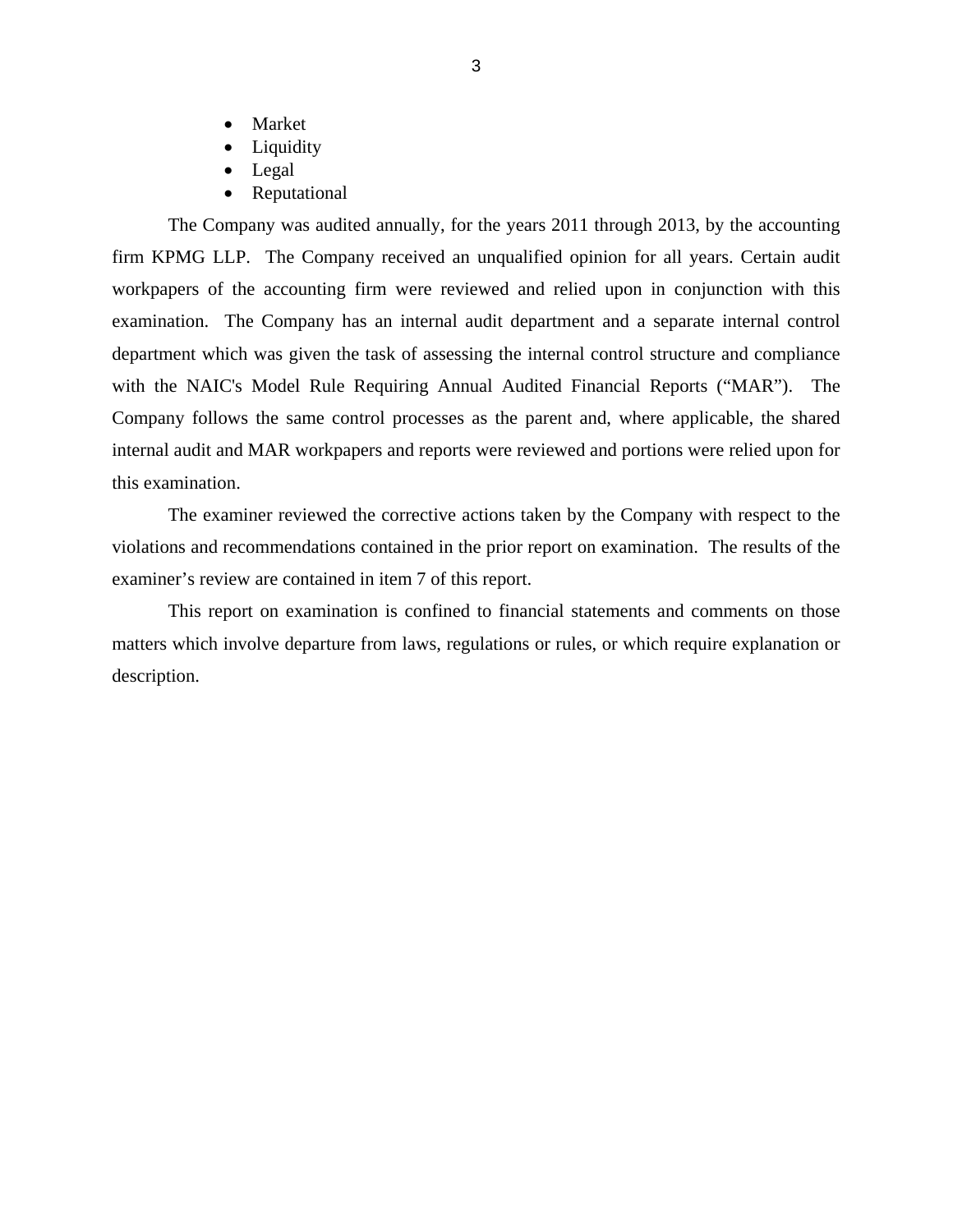- Market
- Liquidity
- Legal
- Reputational

The Company was audited annually, for the years 2011 through 2013, by the accounting firm KPMG LLP. The Company received an unqualified opinion for all years. Certain audit workpapers of the accounting firm were reviewed and relied upon in conjunction with this examination. The Company has an internal audit department and a separate internal control department which was given the task of assessing the internal control structure and compliance with the NAIC's Model Rule Requiring Annual Audited Financial Reports ("MAR"). The Company follows the same control processes as the parent and, where applicable, the shared internal audit and MAR workpapers and reports were reviewed and portions were relied upon for this examination.

The examiner reviewed the corrective actions taken by the Company with respect to the violations and recommendations contained in the prior report on examination. The results of the examiner's review are contained in item 7 of this report.

This report on examination is confined to financial statements and comments on those matters which involve departure from laws, regulations or rules, or which require explanation or description.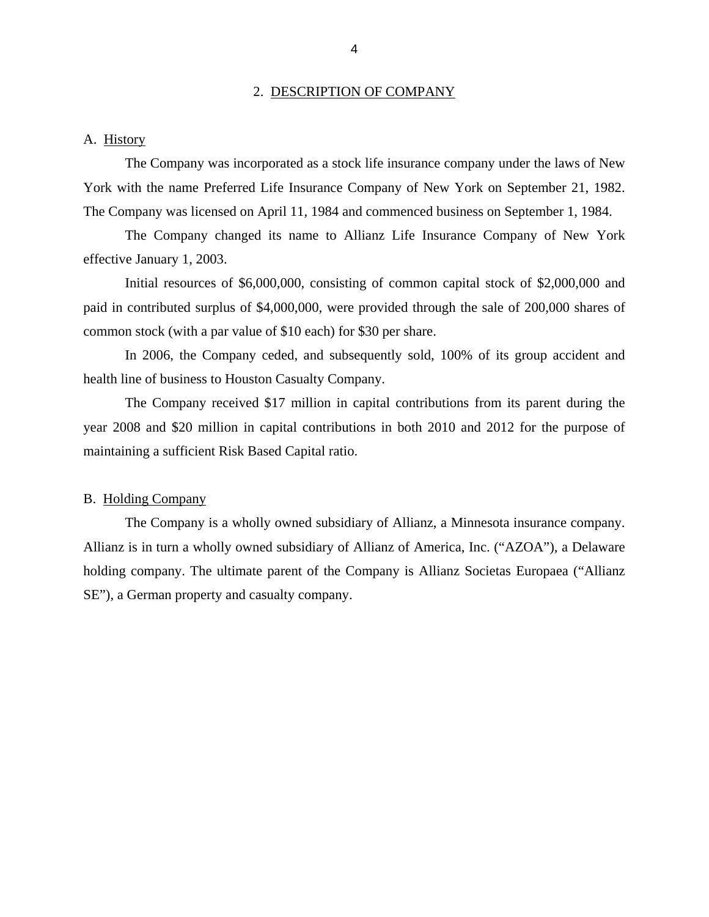## 2. DESCRIPTION OF COMPANY

### A. History

The Company was incorporated as a stock life insurance company under the laws of New York with the name Preferred Life Insurance Company of New York on September 21, 1982. The Company was licensed on April 11, 1984 and commenced business on September 1, 1984.

The Company changed its name to Allianz Life Insurance Company of New York effective January 1, 2003.

Initial resources of $6,000,000, consisting of common capital stock of $2,000,000 and paid in contributed surplus of $4,000,000, were provided through the sale of 200,000 shares of common stock (with a par value of $10 each) for $30 per share.

In 2006, the Company ceded, and subsequently sold, 100% of its group accident and health line of business to Houston Casualty Company.

The Company received $17 million in capital contributions from its parent during the year 2008 and $20 million in capital contributions in both 2010 and 2012 for the purpose of maintaining a sufficient Risk Based Capital ratio.

### B. Holding Company

The Company is a wholly owned subsidiary of Allianz, a Minnesota insurance company. Allianz is in turn a wholly owned subsidiary of Allianz of America, Inc. ("AZOA"), a Delaware holding company. The ultimate parent of the Company is Allianz Societas Europaea ("Allianz SE"), a German property and casualty company.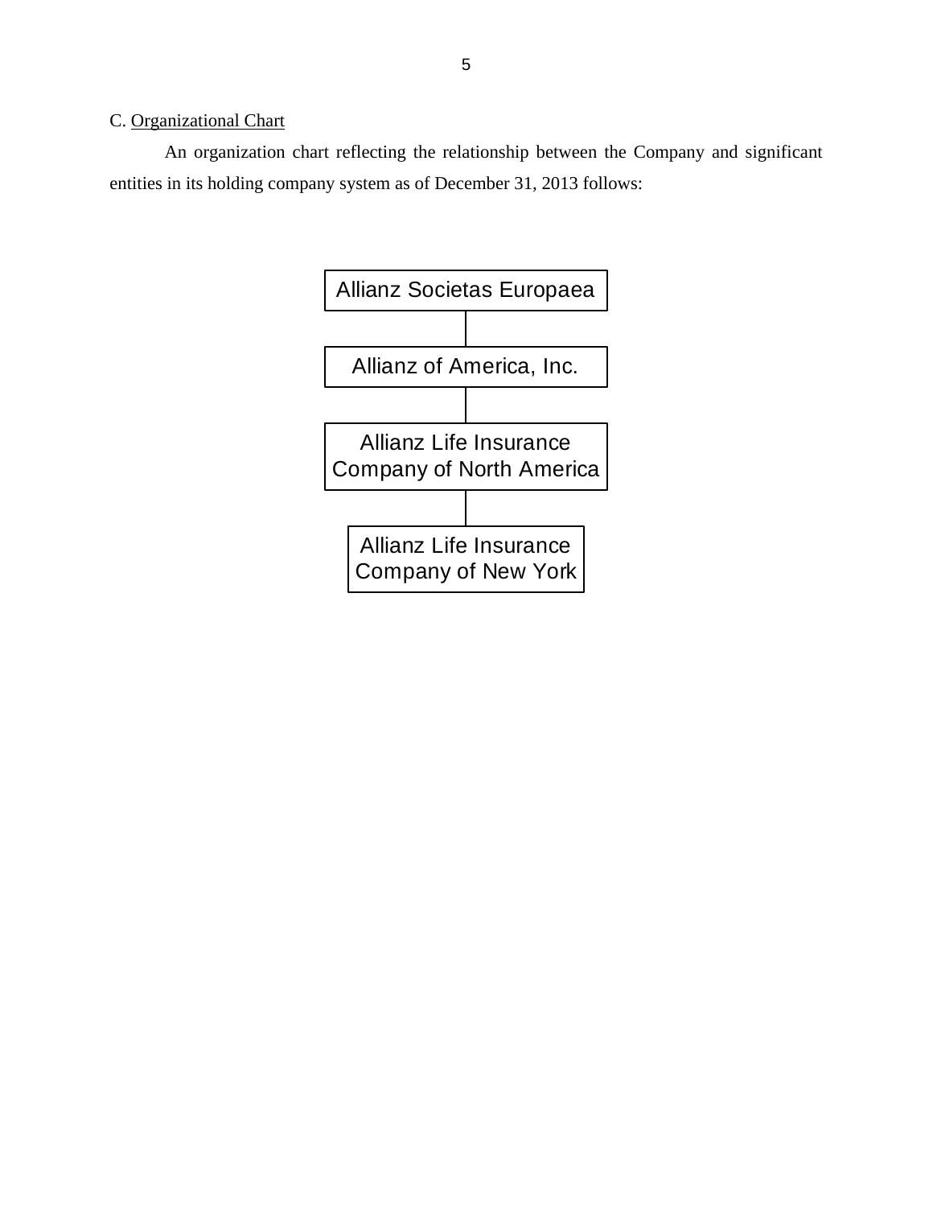C. Organizational Chart

An organization chart reflecting the relationship between the Company and significant entities in its holding company system as of December 31, 2013 follows:

Allianz Societas Europaea

Allianz of America, Inc.

Allianz Life Insurance Company of North America

Allianz Life Insurance Company of New York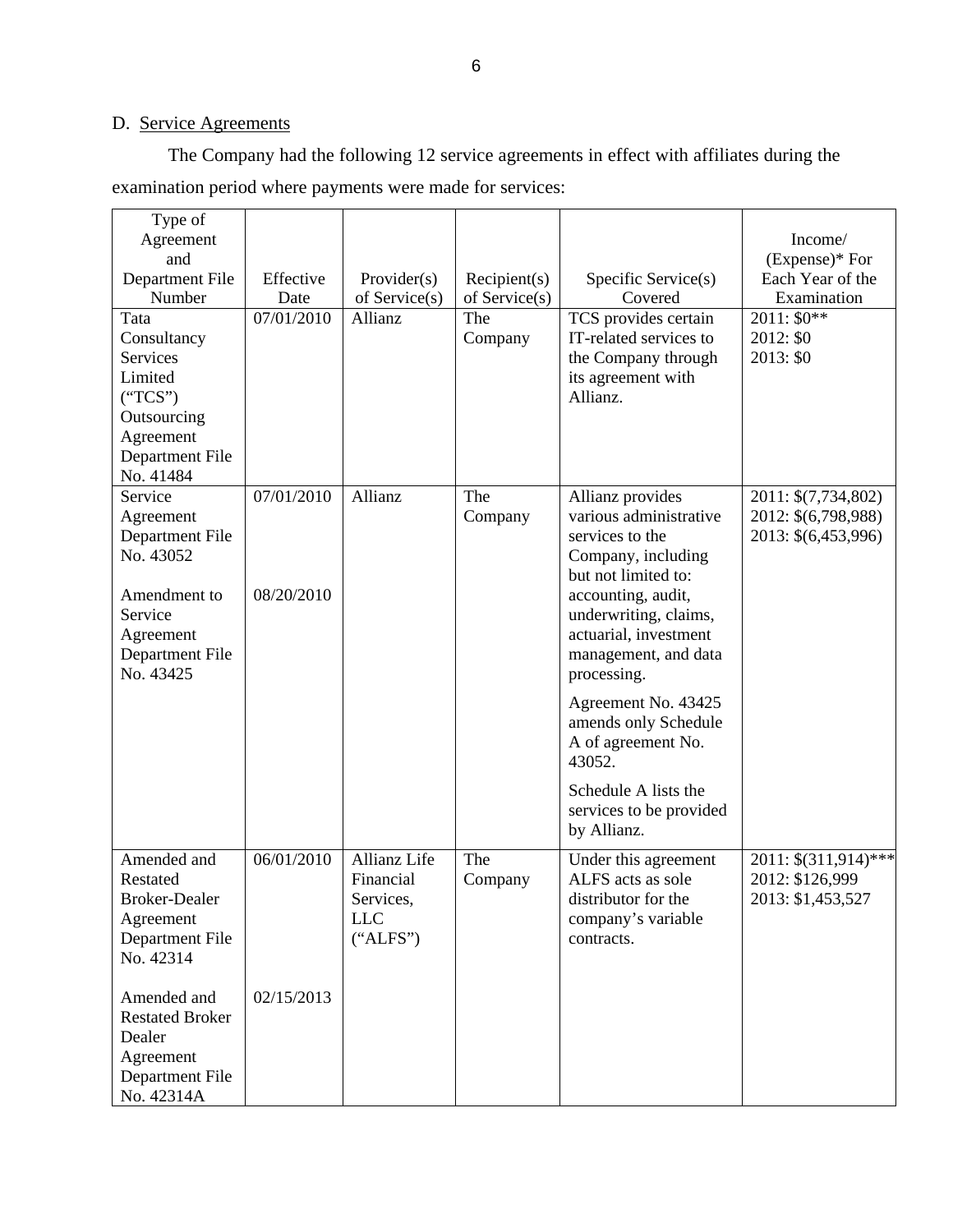D. Service Agreements

The Company had the following 12 service agreements in effect with affiliates during the examination period where payments were made for services:

| Type of Agreement and Department File Number | Effective Date | Provider(s) of Service(s) | Recipient(s) of Service(s) | Specific Service(s) Covered | Income/ (Expense)* For Each Year of the Examination |
|---|---|---|---|---|---|
| Tata Consultancy Services Limited ("TCS") Outsourcing Agreement Department File No. 41484 | 07/01/2010 | Allianz | The Company | TCS provides certain IT-related services to the Company through its agreement with Allianz. | 2011: $0**<br>2012: $0<br>2013: $0 |
| Service Agreement Department File No. 43052<br><br>Amendment to Service Agreement Department File No. 43425 | 07/01/2010<br><br>08/20/2010 | Allianz | The Company | Allianz provides various administrative services to the Company, including but not limited to: accounting, audit, underwriting, claims, actuarial, investment management, and data processing.<br><br>Agreement No. 43425 amends only Schedule A of agreement No. 43052.<br><br>Schedule A lists the services to be provided by Allianz. | 2011: $(7,734,802)<br>2012: $(6,798,988)<br>2013: $(6,453,996) |
| Amended and Restated Broker-Dealer Agreement Department File No. 42314<br><br>Amended and Restated Broker Dealer Agreement Department File No. 42314A | 06/01/2010<br><br>02/15/2013 | Allianz Life Financial Services, LLC ("ALFS") | The Company | Under this agreement ALFS acts as sole distributor for the company's variable contracts. | 2011: $(311,914)***<br>2012: $126,999<br>2013: $1,453,527 |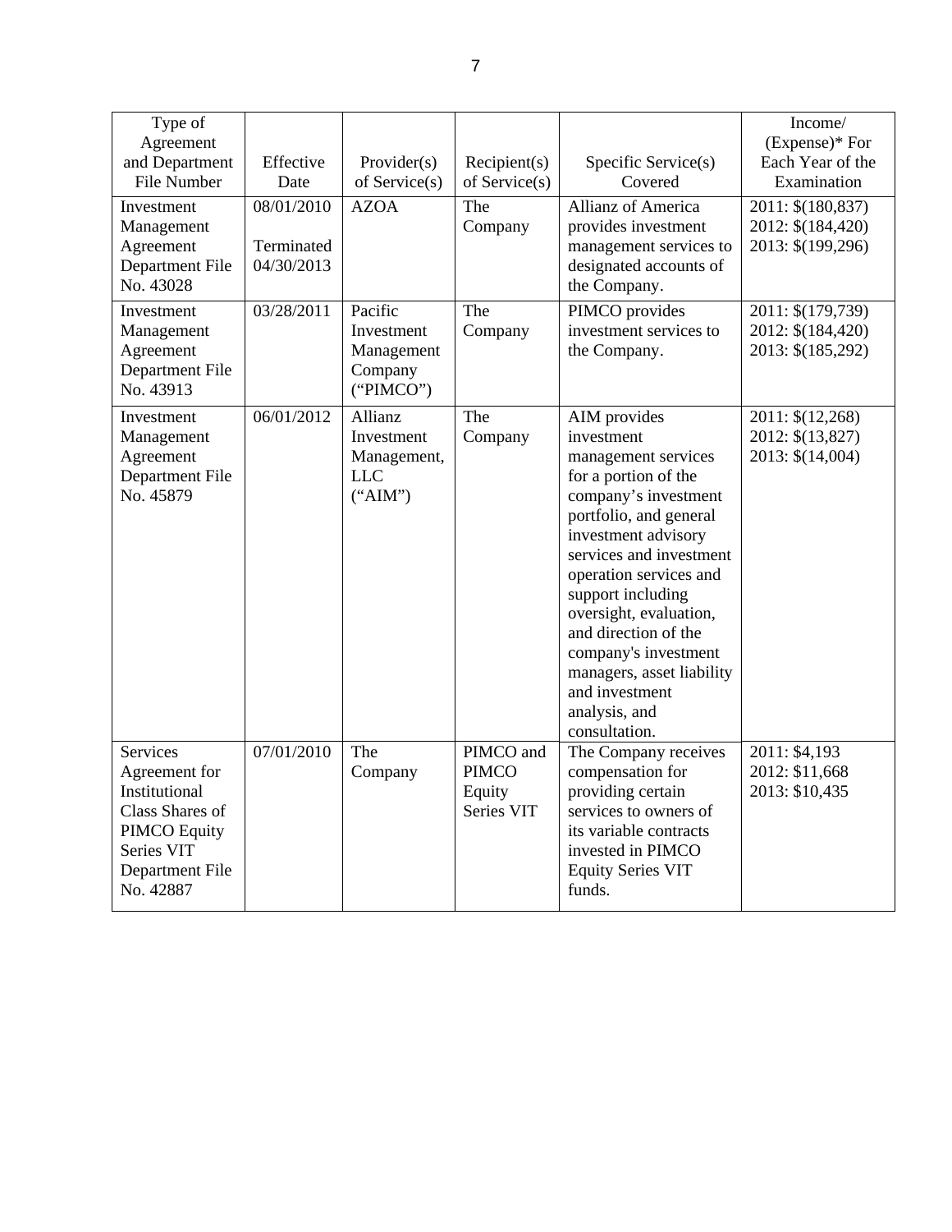| Type of Agreement and Department File Number | Effective Date | Provider(s) of Service(s) | Recipient(s) of Service(s) | Specific Service(s) Covered | Income/ (Expense)* For Each Year of the Examination |
|---|---|---|---|---|---|
| Investment Management Agreement Department File No. 43028 | 08/01/2010<br>Terminated 04/30/2013 | AZOA | The Company | Allianz of America provides investment management services to designated accounts of the Company. | 2011: $(180,837)<br>2012: $(184,420)<br>2013: $(199,296) |
| Investment Management Agreement Department File No. 43913 | 03/28/2011 | Pacific Investment Management Company ("PIMCO") | The Company | PIMCO provides investment services to the Company. | 2011: $(179,739)<br>2012: $(184,420)<br>2013: $(185,292) |
| Investment Management Agreement Department File No. 45879 | 06/01/2012 | Allianz Investment Management, LLC ("AIM") | The Company | AIM provides investment management services for a portion of the company's investment portfolio, and general investment advisory services and investment operation services and support including oversight, evaluation, and direction of the company's investment managers, asset liability and investment analysis, and consultation. | 2011: $(12,268)<br>2012: $(13,827)<br>2013: $(14,004) |
| Services Agreement for Institutional Class Shares of PIMCO Equity Series VIT Department File No. 42887 | 07/01/2010 | The Company | PIMCO and PIMCO Equity Series VIT | The Company receives compensation for providing certain services to owners of its variable contracts invested in PIMCO Equity Series VIT funds. | 2011: $4,193<br>2012: $11,668<br>2013: $10,435 |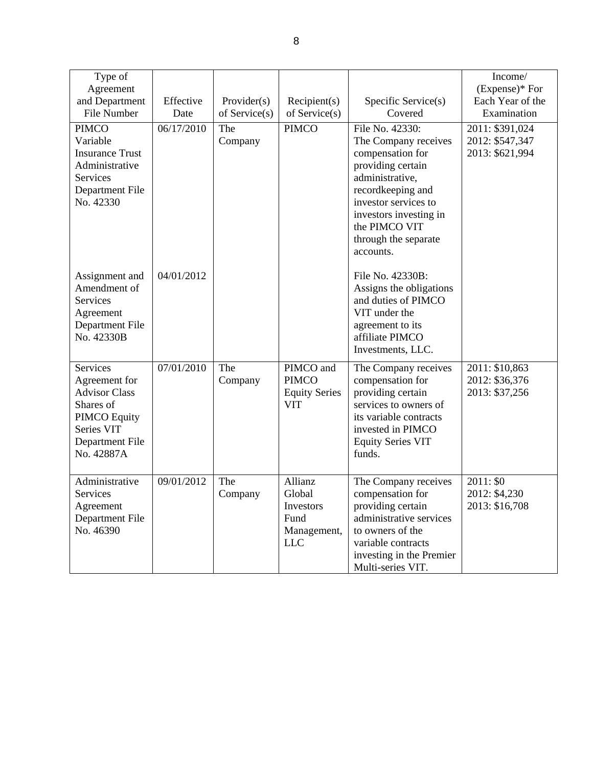| Type of Agreement and Department File Number | Effective Date | Provider(s) of Service(s) | Recipient(s) of Service(s) | Specific Service(s) Covered | Income/ (Expense)* For Each Year of the Examination |
|---|---|---|---|---|---|
| PIMCO Variable Insurance Trust Administrative Services Department File No. 42330<br><br>Assignment and Amendment of Services Agreement Department File No. 42330B | 06/17/2010<br><br>04/01/2012 | The Company | PIMCO | File No. 42330: The Company receives compensation for providing certain administrative, recordkeeping and investor services to investors investing in the PIMCO VIT through the separate accounts.<br><br>File No. 42330B: Assigns the obligations and duties of PIMCO VIT under the agreement to its affiliate PIMCO Investments, LLC. | 2011: $391,024<br>2012: $547,347<br>2013: $621,994 |
| Services Agreement for Advisor Class Shares of PIMCO Equity Series VIT Department File No. 42887A | 07/01/2010 | The Company | PIMCO and PIMCO Equity Series VIT | The Company receives compensation for providing certain services to owners of its variable contracts invested in PIMCO Equity Series VIT funds. | 2011: $10,863<br>2012: $36,376<br>2013: $37,256 |
| Administrative Services Agreement Department File No. 46390 | 09/01/2012 | The Company | Allianz Global Investors Fund Management, LLC | The Company receives compensation for providing certain administrative services to owners of the variable contracts investing in the Premier Multi-series VIT. | 2011: $0<br>2012: $4,230<br>2013: $16,708 |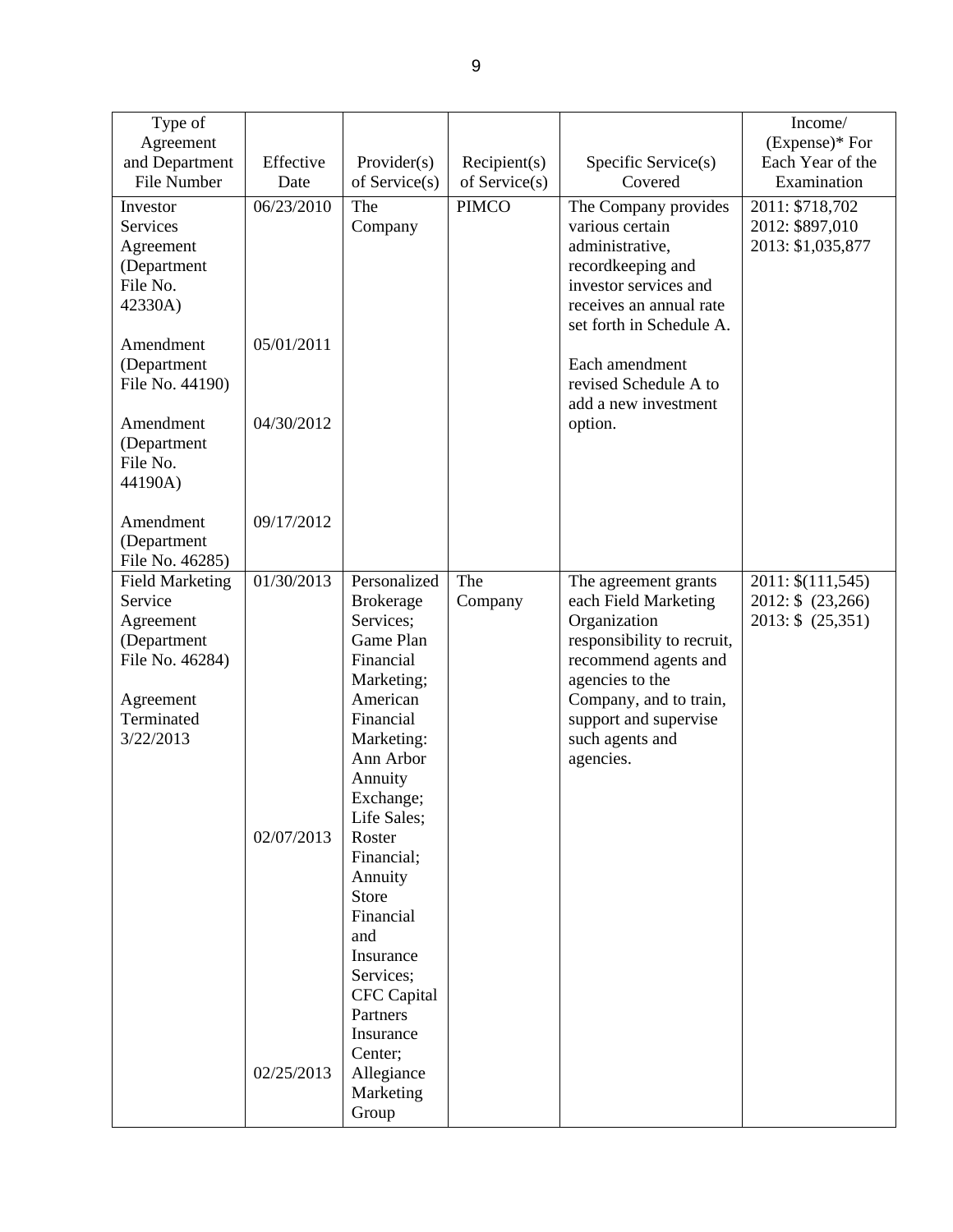| Type of Agreement and Department File Number | Effective Date | Provider(s) of Service(s) | Recipient(s) of Service(s) | Specific Service(s) Covered | Income/ (Expense)* For Each Year of the Examination |
|---|---|---|---|---|---|
| Investor Services Agreement (Department File No. 42330A)<br><br>Amendment (Department File No. 44190)<br><br>Amendment (Department File No. 44190A)<br><br>Amendment (Department File No. 46285) | 06/23/2010<br><br>05/01/2011<br><br>04/30/2012<br><br>09/17/2012 | The Company | PIMCO | The Company provides various certain administrative, recordkeeping and investor services and receives an annual rate set forth in Schedule A.<br><br>Each amendment revised Schedule A to add a new investment option. | 2011: $718,702<br>2012: $897,010<br>2013: $1,035,877 |
| Field Marketing Service Agreement (Department File No. 46284)<br><br>Agreement Terminated 3/22/2013 | 01/30/2013<br><br>02/07/2013<br><br>02/25/2013 | Personalized Brokerage Services; Game Plan Financial Marketing; American Financial Marketing: Ann Arbor Annuity Exchange; Life Sales; Roster Financial; Annuity Store Financial and Insurance Services; CFC Capital Partners Insurance Center; Allegiance Marketing Group | The Company | The agreement grants each Field Marketing Organization responsibility to recruit, recommend agents and agencies to the Company, and to train, support and supervise such agents and agencies. | 2011: $(111,545)<br>2012: $ (23,266)<br>2013: $ (25,351) |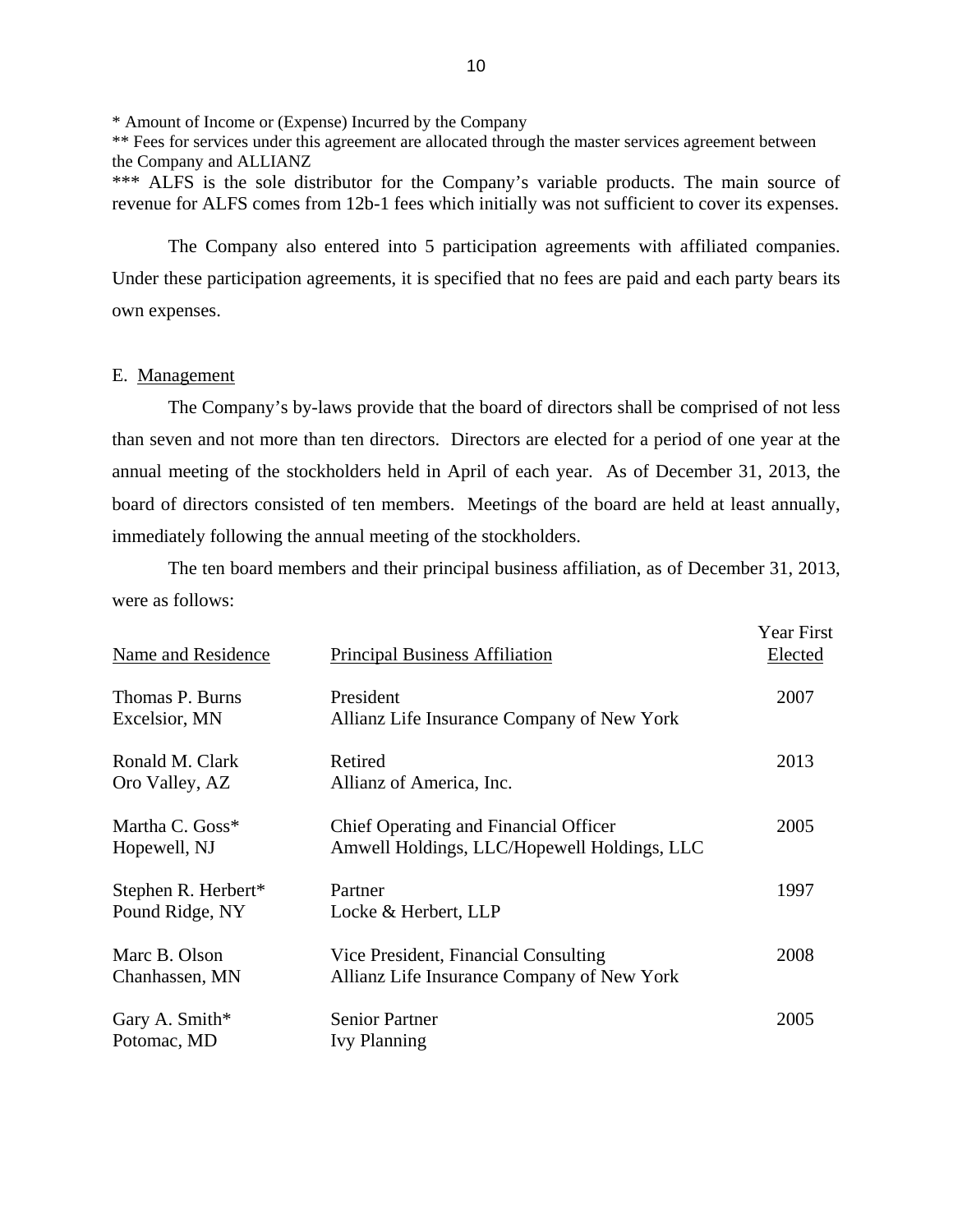* Amount of Income or (Expense) Incurred by the Company

** Fees for services under this agreement are allocated through the master services agreement between the Company and ALLIANZ

*** ALFS is the sole distributor for the Company's variable products. The main source of revenue for ALFS comes from 12b-1 fees which initially was not sufficient to cover its expenses.

The Company also entered into 5 participation agreements with affiliated companies. Under these participation agreements, it is specified that no fees are paid and each party bears its own expenses.

E. Management

The Company's by-laws provide that the board of directors shall be comprised of not less than seven and not more than ten directors. Directors are elected for a period of one year at the annual meeting of the stockholders held in April of each year. As of December 31, 2013, the board of directors consisted of ten members. Meetings of the board are held at least annually, immediately following the annual meeting of the stockholders.

The ten board members and their principal business affiliation, as of December 31, 2013, were as follows:

| Name and Residence | Principal Business Affiliation | Year First Elected |
|---|---|---|
| Thomas P. Burns<br>Excelsior, MN | President<br>Allianz Life Insurance Company of New York | 2007 |
| Ronald M. Clark<br>Oro Valley, AZ | Retired<br>Allianz of America, Inc. | 2013 |
| Martha C. Goss*<br>Hopewell, NJ | Chief Operating and Financial Officer<br>Amwell Holdings, LLC/Hopewell Holdings, LLC | 2005 |
| Stephen R. Herbert*<br>Pound Ridge, NY | Partner<br>Locke & Herbert, LLP | 1997 |
| Marc B. Olson<br>Chanhassen, MN | Vice President, Financial Consulting<br>Allianz Life Insurance Company of New York | 2008 |
| Gary A. Smith*<br>Potomac, MD | Senior Partner<br>Ivy Planning | 2005 |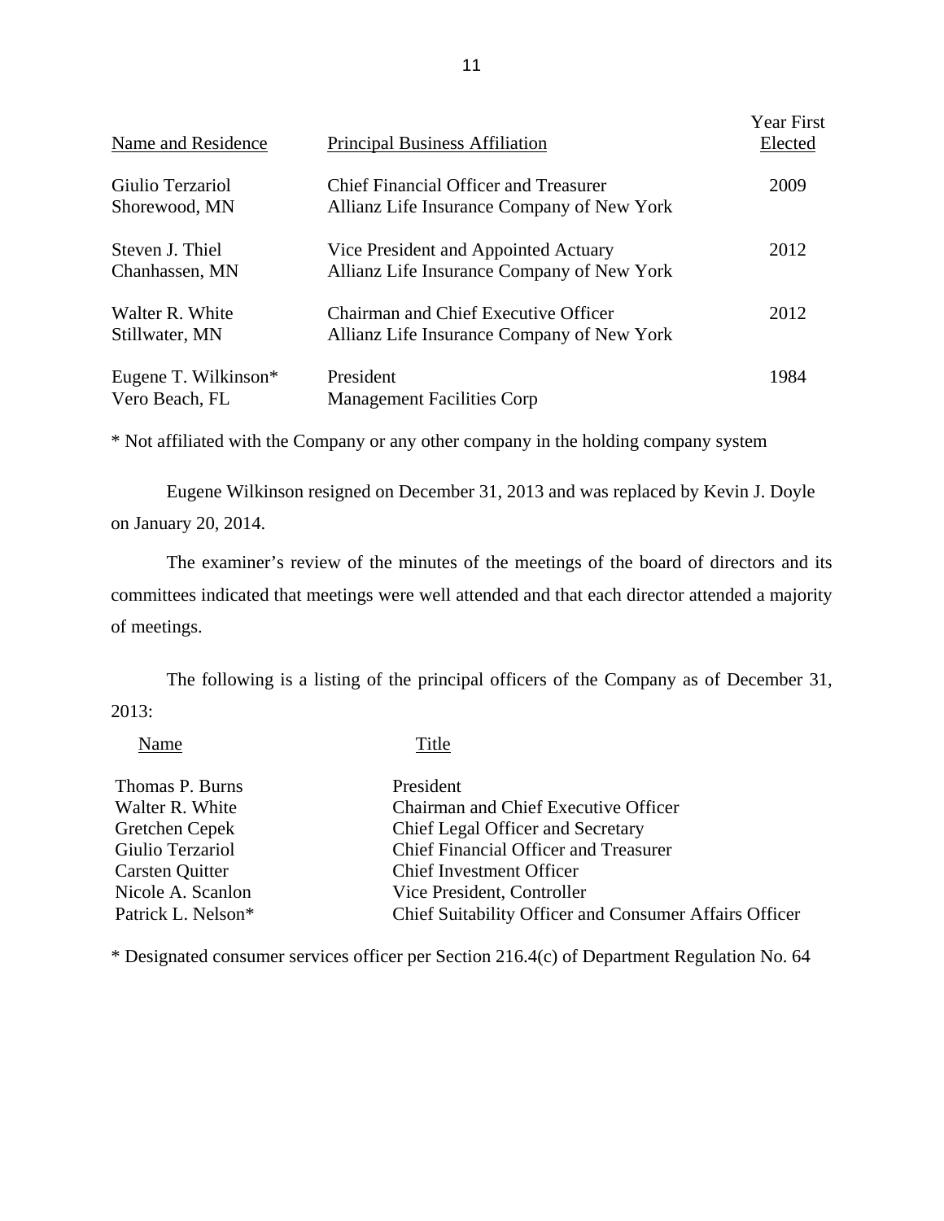| Name and Residence | Principal Business Affiliation | Year First Elected |
|---|---|---|
| Giulio Terzariol<br>Shorewood, MN | Chief Financial Officer and Treasurer<br>Allianz Life Insurance Company of New York | 2009 |
| Steven J. Thiel<br>Chanhassen, MN | Vice President and Appointed Actuary<br>Allianz Life Insurance Company of New York | 2012 |
| Walter R. White<br>Stillwater, MN | Chairman and Chief Executive Officer<br>Allianz Life Insurance Company of New York | 2012 |
| Eugene T. Wilkinson*<br>Vero Beach, FL | President<br>Management Facilities Corp | 1984 |

* Not affiliated with the Company or any other company in the holding company system

Eugene Wilkinson resigned on December 31, 2013 and was replaced by Kevin J. Doyle on January 20, 2014.

The examiner's review of the minutes of the meetings of the board of directors and its committees indicated that meetings were well attended and that each director attended a majority of meetings.

The following is a listing of the principal officers of the Company as of December 31, 2013:

| Name | Title |
|---|---|
| Thomas P. Burns | President |
| Walter R. White | Chairman and Chief Executive Officer |
| Gretchen Cepek | Chief Legal Officer and Secretary |
| Giulio Terzariol | Chief Financial Officer and Treasurer |
| Carsten Quitter | Chief Investment Officer |
| Nicole A. Scanlon | Vice President, Controller |
| Patrick L. Nelson* | Chief Suitability Officer and Consumer Affairs Officer |

* Designated consumer services officer per Section 216.4(c) of Department Regulation No. 64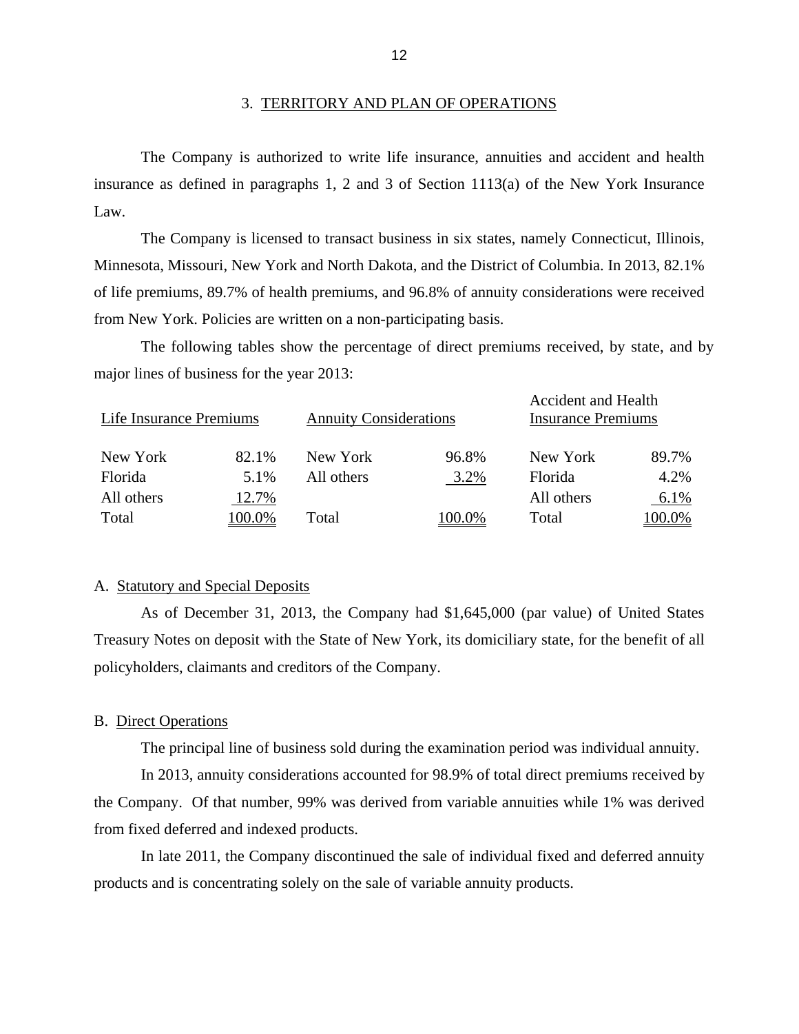## 3. TERRITORY AND PLAN OF OPERATIONS

The Company is authorized to write life insurance, annuities and accident and health insurance as defined in paragraphs 1, 2 and 3 of Section 1113(a) of the New York Insurance Law.

The Company is licensed to transact business in six states, namely Connecticut, Illinois, Minnesota, Missouri, New York and North Dakota, and the District of Columbia. In 2013, 82.1% of life premiums, 89.7% of health premiums, and 96.8% of annuity considerations were received from New York. Policies are written on a non-participating basis.

The following tables show the percentage of direct premiums received, by state, and by major lines of business for the year 2013:

| Life Insurance Premiums | | Annuity Considerations | | Accident and Health Insurance Premiums | |
|---|---|---|---|---|---|
| New York | 82.1% | New York | 96.8% | New York | 89.7% |
| Florida | 5.1% | All others | 3.2% | Florida | 4.2% |
| All others | 12.7% | | | All others | 6.1% |
| Total | 100.0% | Total | 100.0% | Total | 100.0% |

### A. Statutory and Special Deposits

As of December 31, 2013, the Company had $1,645,000 (par value) of United States Treasury Notes on deposit with the State of New York, its domiciliary state, for the benefit of all policyholders, claimants and creditors of the Company.

### B. Direct Operations

The principal line of business sold during the examination period was individual annuity.

In 2013, annuity considerations accounted for 98.9% of total direct premiums received by the Company. Of that number, 99% was derived from variable annuities while 1% was derived from fixed deferred and indexed products.

In late 2011, the Company discontinued the sale of individual fixed and deferred annuity products and is concentrating solely on the sale of variable annuity products.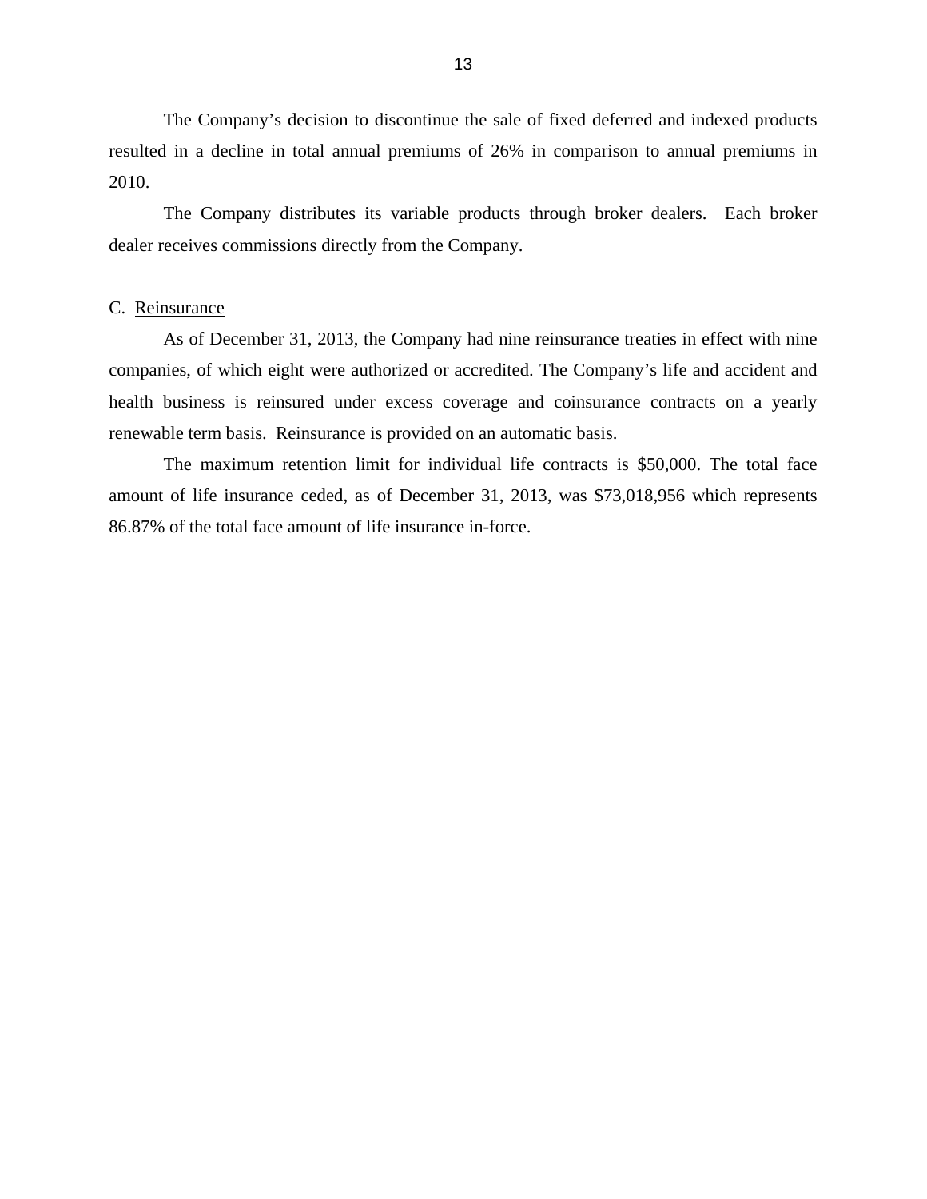The Company's decision to discontinue the sale of fixed deferred and indexed products resulted in a decline in total annual premiums of 26% in comparison to annual premiums in 2010.

The Company distributes its variable products through broker dealers. Each broker dealer receives commissions directly from the Company.

## C. Reinsurance

As of December 31, 2013, the Company had nine reinsurance treaties in effect with nine companies, of which eight were authorized or accredited. The Company's life and accident and health business is reinsured under excess coverage and coinsurance contracts on a yearly renewable term basis. Reinsurance is provided on an automatic basis.

The maximum retention limit for individual life contracts is $50,000. The total face amount of life insurance ceded, as of December 31, 2013, was $73,018,956 which represents 86.87% of the total face amount of life insurance in-force.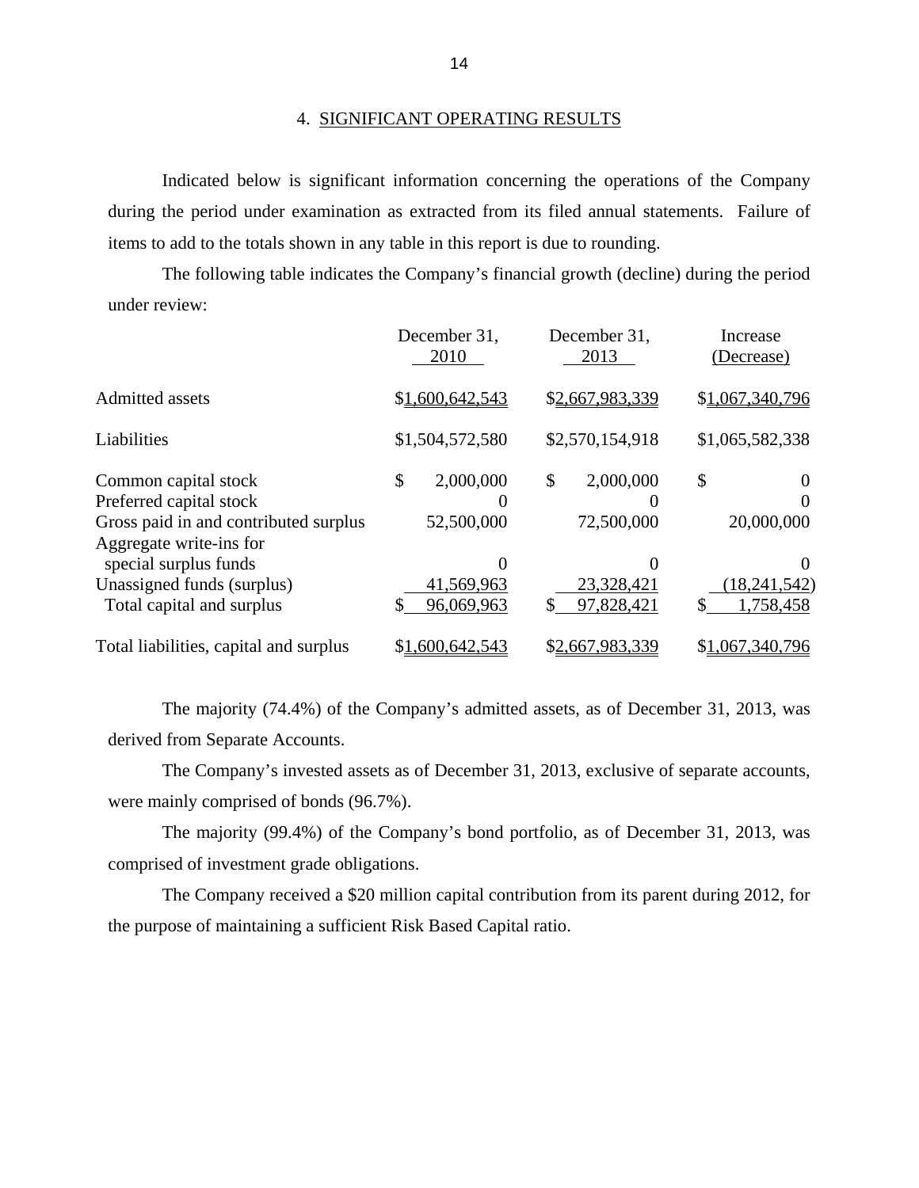## 4. SIGNIFICANT OPERATING RESULTS

Indicated below is significant information concerning the operations of the Company during the period under examination as extracted from its filed annual statements. Failure of items to add to the totals shown in any table in this report is due to rounding.

The following table indicates the Company's financial growth (decline) during the period under review:

| | December 31, 2010 | December 31, 2013 | Increase (Decrease) |
|---|---|---|---|
| Admitted assets | $1,600,642,543 | $2,667,983,339 | $1,067,340,796 |
| Liabilities | $1,504,572,580 | $2,570,154,918 | $1,065,582,338 |
| Common capital stock | $ 2,000,000 | $ 2,000,000 | $ 0 |
| Preferred capital stock | 0 | 0 | 0 |
| Gross paid in and contributed surplus | 52,500,000 | 72,500,000 | 20,000,000 |
| Aggregate write-ins for special surplus funds | 0 | 0 | 0 |
| Unassigned funds (surplus) | 41,569,963 | 23,328,421 | (18,241,542) |
| Total capital and surplus | $ 96,069,963 | $ 97,828,421 | $ 1,758,458 |
| Total liabilities, capital and surplus | $1,600,642,543 | $2,667,983,339 | $1,067,340,796 |

The majority (74.4%) of the Company's admitted assets, as of December 31, 2013, was derived from Separate Accounts.

The Company's invested assets as of December 31, 2013, exclusive of separate accounts, were mainly comprised of bonds (96.7%).

The majority (99.4%) of the Company's bond portfolio, as of December 31, 2013, was comprised of investment grade obligations.

The Company received a $20 million capital contribution from its parent during 2012, for the purpose of maintaining a sufficient Risk Based Capital ratio.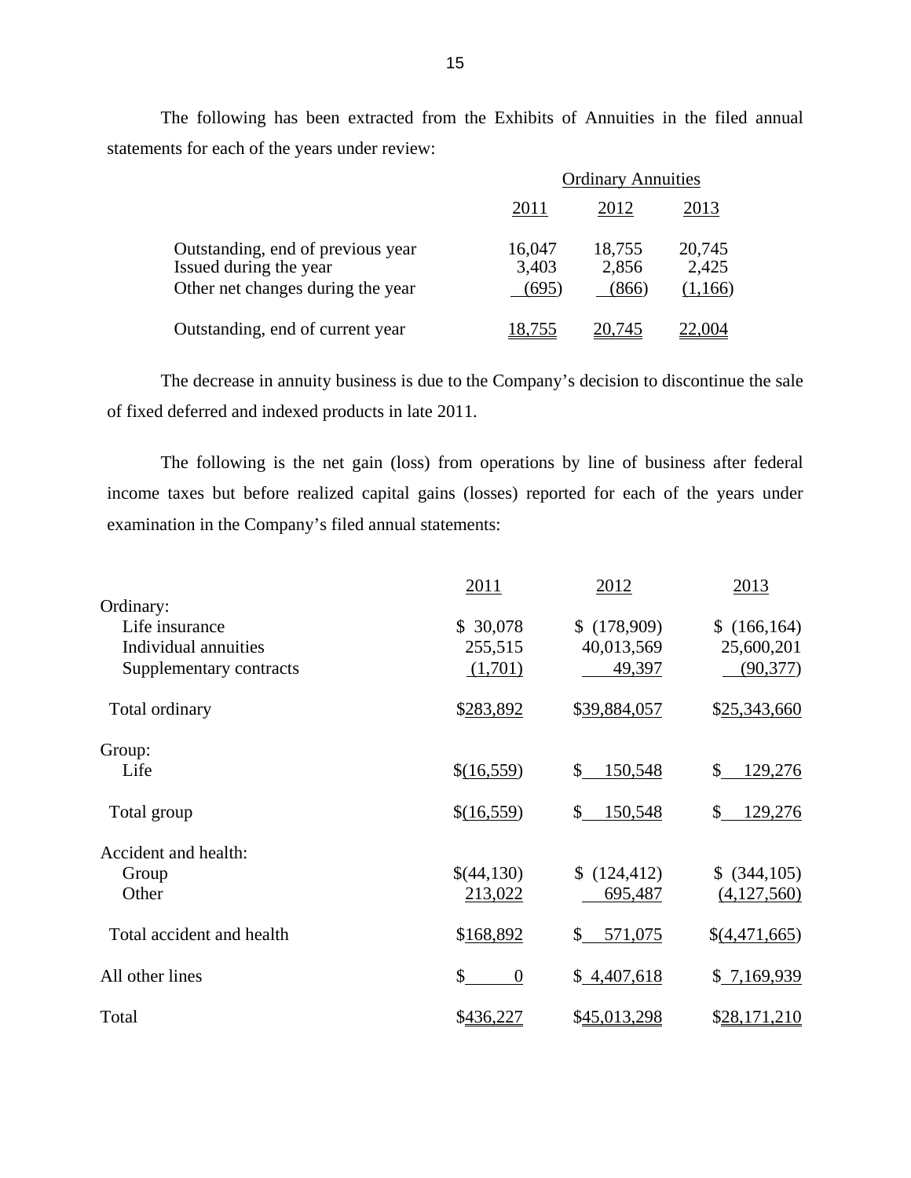The following has been extracted from the Exhibits of Annuities in the filed annual statements for each of the years under review:

| | Ordinary Annuities | | |
|---|---|---|---|
| | 2011 | 2012 | 2013 |
| Outstanding, end of previous year | 16,047 | 18,755 | 20,745 |
| Issued during the year | 3,403 | 2,856 | 2,425 |
| Other net changes during the year | (695) | (866) | (1,166) |
| Outstanding, end of current year | 18,755 | 20,745 | 22,004 |

The decrease in annuity business is due to the Company's decision to discontinue the sale of fixed deferred and indexed products in late 2011.

The following is the net gain (loss) from operations by line of business after federal income taxes but before realized capital gains (losses) reported for each of the years under examination in the Company's filed annual statements:

| | 2011 | 2012 | 2013 |
|---|---|---|---|
| Ordinary: | | | |
| Life insurance | $ 30,078 | $ (178,909) | $ (166,164) |
| Individual annuities | 255,515 | 40,013,569 | 25,600,201 |
| Supplementary contracts | (1,701) | 49,397 | (90,377) |
| Total ordinary | $283,892 | $39,884,057 | $25,343,660 |
| Group: | | | |
| Life | $(16,559) | $ 150,548 | $ 129,276 |
| Total group | $(16,559) | $ 150,548 | $ 129,276 |
| Accident and health: | | | |
| Group | $(44,130) | $ (124,412) | $ (344,105) |
| Other | 213,022 | 695,487 | (4,127,560) |
| Total accident and health | $168,892 | $ 571,075 | $(4,471,665) |
| All other lines | $ 0 | $ 4,407,618 | $ 7,169,939 |
| Total | $436,227 | $45,013,298 | $28,171,210 |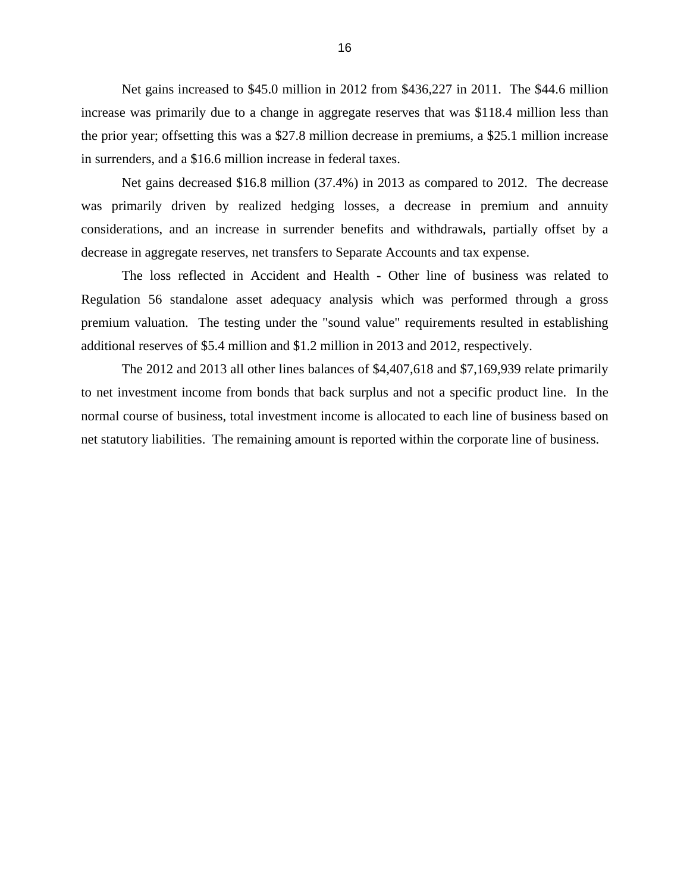Net gains increased to $45.0 million in 2012 from $436,227 in 2011. The $44.6 million increase was primarily due to a change in aggregate reserves that was $118.4 million less than the prior year; offsetting this was a $27.8 million decrease in premiums, a $25.1 million increase in surrenders, and a $16.6 million increase in federal taxes.

Net gains decreased $16.8 million (37.4%) in 2013 as compared to 2012. The decrease was primarily driven by realized hedging losses, a decrease in premium and annuity considerations, and an increase in surrender benefits and withdrawals, partially offset by a decrease in aggregate reserves, net transfers to Separate Accounts and tax expense.

The loss reflected in Accident and Health - Other line of business was related to Regulation 56 standalone asset adequacy analysis which was performed through a gross premium valuation. The testing under the "sound value" requirements resulted in establishing additional reserves of $5.4 million and $1.2 million in 2013 and 2012, respectively.

The 2012 and 2013 all other lines balances of $4,407,618 and $7,169,939 relate primarily to net investment income from bonds that back surplus and not a specific product line. In the normal course of business, total investment income is allocated to each line of business based on net statutory liabilities. The remaining amount is reported within the corporate line of business.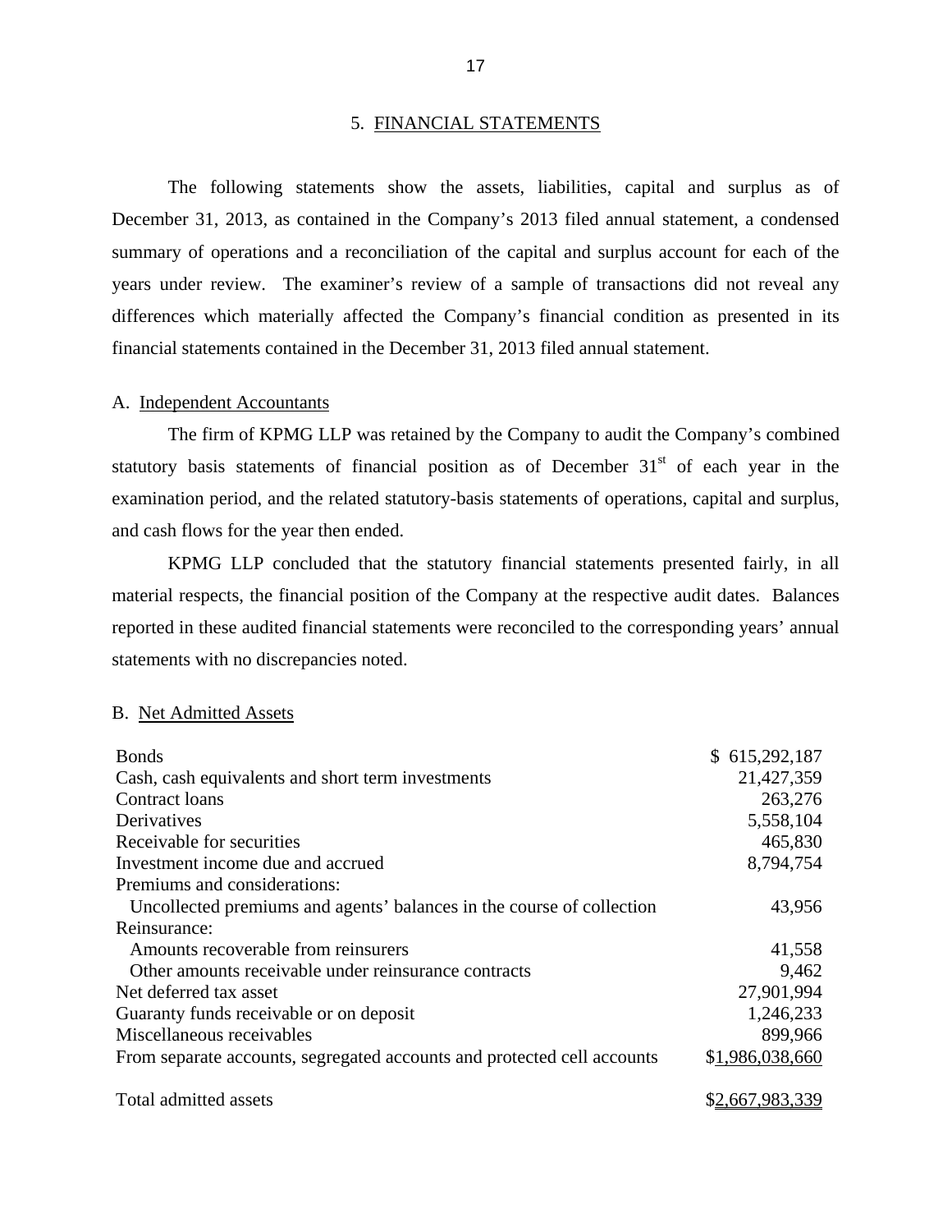## 5. FINANCIAL STATEMENTS

The following statements show the assets, liabilities, capital and surplus as of December 31, 2013, as contained in the Company's 2013 filed annual statement, a condensed summary of operations and a reconciliation of the capital and surplus account for each of the years under review. The examiner's review of a sample of transactions did not reveal any differences which materially affected the Company's financial condition as presented in its financial statements contained in the December 31, 2013 filed annual statement.

### A. Independent Accountants

The firm of KPMG LLP was retained by the Company to audit the Company's combined statutory basis statements of financial position as of December 31st of each year in the examination period, and the related statutory-basis statements of operations, capital and surplus, and cash flows for the year then ended.

KPMG LLP concluded that the statutory financial statements presented fairly, in all material respects, the financial position of the Company at the respective audit dates. Balances reported in these audited financial statements were reconciled to the corresponding years' annual statements with no discrepancies noted.

### B. Net Admitted Assets

| | |
|---|---:|
| Bonds | $ 615,292,187 |
| Cash, cash equivalents and short term investments | 21,427,359 |
| Contract loans | 263,276 |
| Derivatives | 5,558,104 |
| Receivable for securities | 465,830 |
| Investment income due and accrued | 8,794,754 |
| Premiums and considerations: | |
| Uncollected premiums and agents' balances in the course of collection | 43,956 |
| Reinsurance: | |
| Amounts recoverable from reinsurers | 41,558 |
| Other amounts receivable under reinsurance contracts | 9,462 |
| Net deferred tax asset | 27,901,994 |
| Guaranty funds receivable or on deposit | 1,246,233 |
| Miscellaneous receivables | 899,966 |
| From separate accounts, segregated accounts and protected cell accounts | $1,986,038,660 |
| | |
| Total admitted assets | $2,667,983,339 |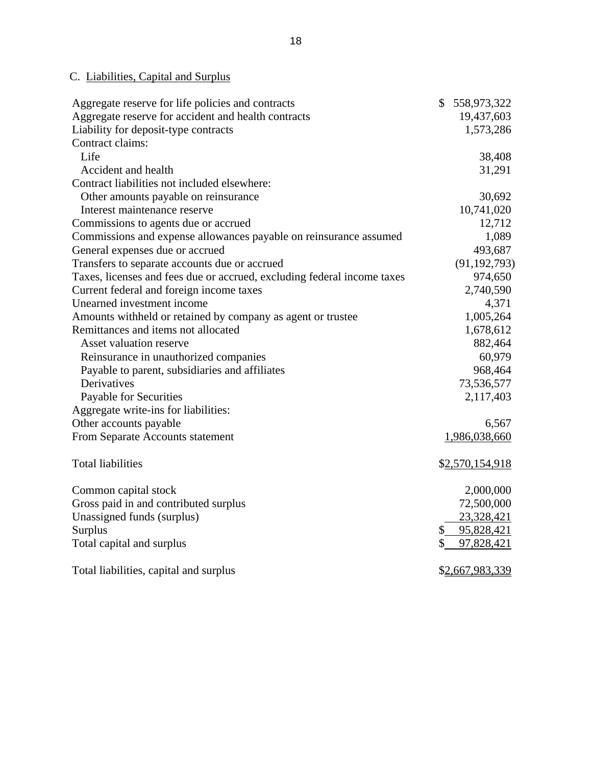### C. Liabilities, Capital and Surplus

| | |
|---|---|
| Aggregate reserve for life policies and contracts | $ 558,973,322 |
| Aggregate reserve for accident and health contracts | 19,437,603 |
| Liability for deposit-type contracts | 1,573,286 |
| Contract claims: | |
| Life | 38,408 |
| Accident and health | 31,291 |
| Contract liabilities not included elsewhere: | |
| Other amounts payable on reinsurance | 30,692 |
| Interest maintenance reserve | 10,741,020 |
| Commissions to agents due or accrued | 12,712 |
| Commissions and expense allowances payable on reinsurance assumed | 1,089 |
| General expenses due or accrued | 493,687 |
| Transfers to separate accounts due or accrued | (91,192,793) |
| Taxes, licenses and fees due or accrued, excluding federal income taxes | 974,650 |
| Current federal and foreign income taxes | 2,740,590 |
| Unearned investment income | 4,371 |
| Amounts withheld or retained by company as agent or trustee | 1,005,264 |
| Remittances and items not allocated | 1,678,612 |
| Asset valuation reserve | 882,464 |
| Reinsurance in unauthorized companies | 60,979 |
| Payable to parent, subsidiaries and affiliates | 968,464 |
| Derivatives | 73,536,577 |
| Payable for Securities | 2,117,403 |
| Aggregate write-ins for liabilities: | |
| Other accounts payable | 6,567 |
| From Separate Accounts statement | 1,986,038,660 |
| | |
| Total liabilities | $2,570,154,918 |
| | |
| Common capital stock | 2,000,000 |
| Gross paid in and contributed surplus | 72,500,000 |
| Unassigned funds (surplus) | 23,328,421 |
| Surplus | $ 95,828,421 |
| Total capital and surplus | $ 97,828,421 |
| | |
| Total liabilities, capital and surplus | $2,667,983,339 |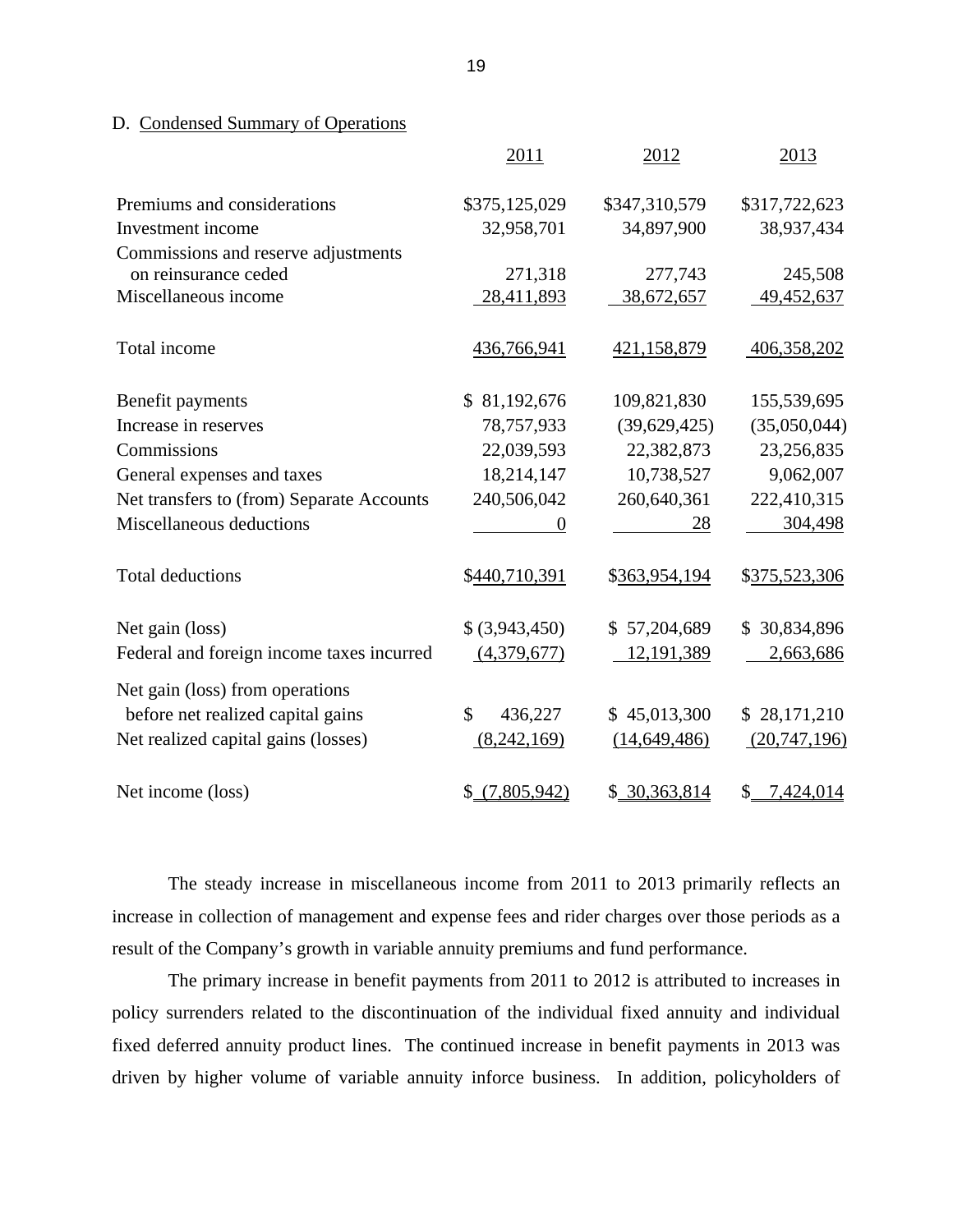D. Condensed Summary of Operations

| | 2011 | 2012 | 2013 |
|---|---|---|---|
| Premiums and considerations | $375,125,029 | $347,310,579 | $317,722,623 |
| Investment income | 32,958,701 | 34,897,900 | 38,937,434 |
| Commissions and reserve adjustments on reinsurance ceded | 271,318 | 277,743 | 245,508 |
| Miscellaneous income | 28,411,893 | 38,672,657 | 49,452,637 |
| Total income | 436,766,941 | 421,158,879 | 406,358,202 |
| Benefit payments | $ 81,192,676 | 109,821,830 | 155,539,695 |
| Increase in reserves | 78,757,933 | (39,629,425) | (35,050,044) |
| Commissions | 22,039,593 | 22,382,873 | 23,256,835 |
| General expenses and taxes | 18,214,147 | 10,738,527 | 9,062,007 |
| Net transfers to (from) Separate Accounts | 240,506,042 | 260,640,361 | 222,410,315 |
| Miscellaneous deductions | 0 | 28 | 304,498 |
| Total deductions | $440,710,391 | $363,954,194 | $375,523,306 |
| Net gain (loss) | $ (3,943,450) | $ 57,204,689 | $ 30,834,896 |
| Federal and foreign income taxes incurred | (4,379,677) | 12,191,389 | 2,663,686 |
| Net gain (loss) from operations before net realized capital gains | $ 436,227 | $ 45,013,300 | $ 28,171,210 |
| Net realized capital gains (losses) | (8,242,169) | (14,649,486) | (20,747,196) |
| Net income (loss) | $ (7,805,942) | $ 30,363,814 | $ 7,424,014 |

The steady increase in miscellaneous income from 2011 to 2013 primarily reflects an increase in collection of management and expense fees and rider charges over those periods as a result of the Company's growth in variable annuity premiums and fund performance.

The primary increase in benefit payments from 2011 to 2012 is attributed to increases in policy surrenders related to the discontinuation of the individual fixed annuity and individual fixed deferred annuity product lines. The continued increase in benefit payments in 2013 was driven by higher volume of variable annuity inforce business. In addition, policyholders of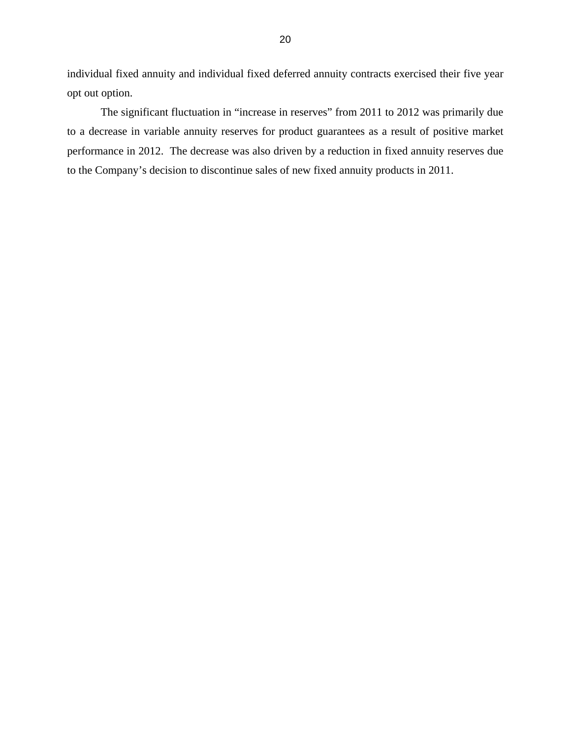individual fixed annuity and individual fixed deferred annuity contracts exercised their five year opt out option.

The significant fluctuation in “increase in reserves” from 2011 to 2012 was primarily due to a decrease in variable annuity reserves for product guarantees as a result of positive market performance in 2012. The decrease was also driven by a reduction in fixed annuity reserves due to the Company’s decision to discontinue sales of new fixed annuity products in 2011.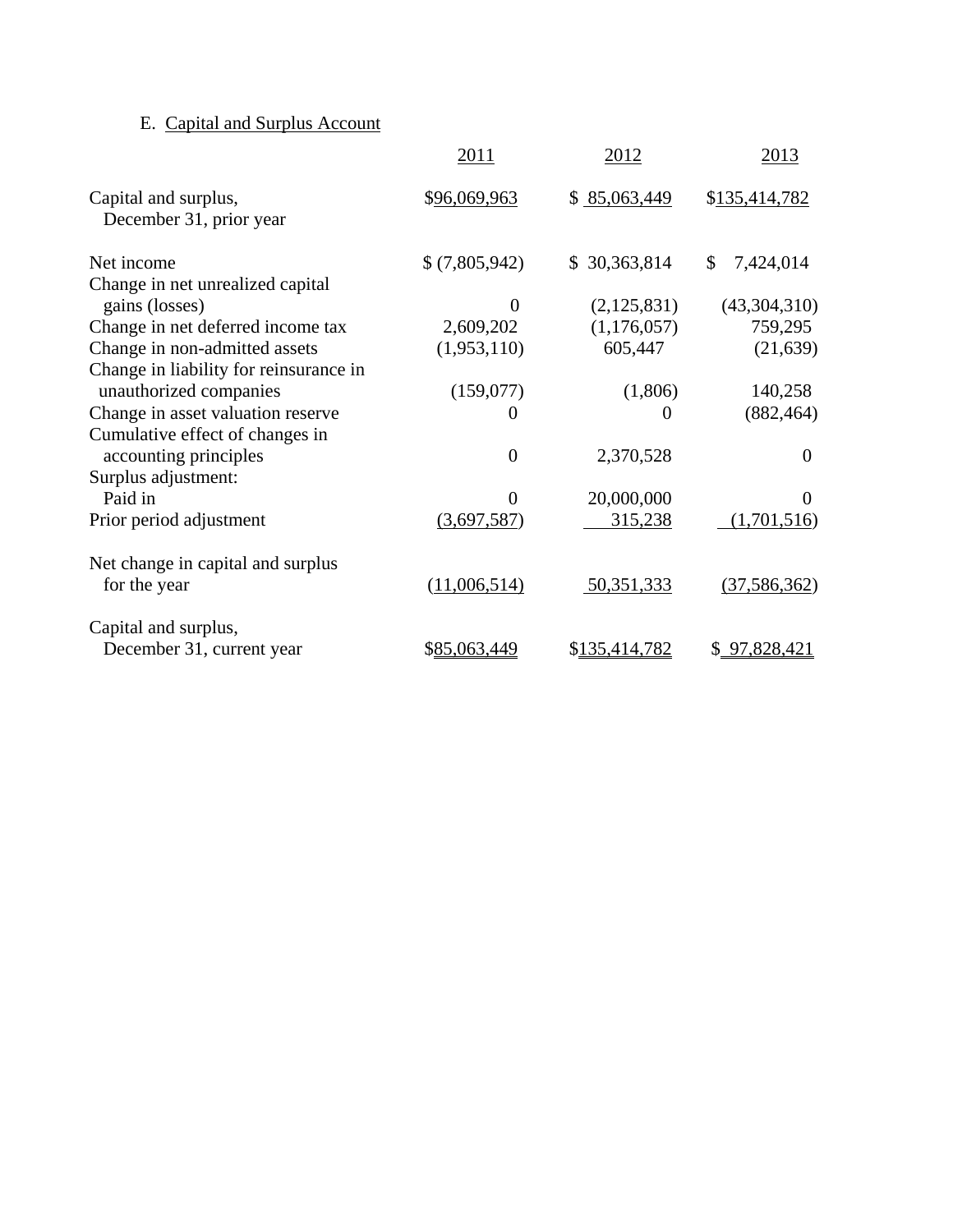E. Capital and Surplus Account

| | 2011 | 2012 | 2013 |
|---|---|---|---|
| Capital and surplus, December 31, prior year | $96,069,963 | $ 85,063,449 | $135,414,782 |
| Net income | $ (7,805,942) | $ 30,363,814 | $ 7,424,014 |
| Change in net unrealized capital gains (losses) | 0 | (2,125,831) | (43,304,310) |
| Change in net deferred income tax | 2,609,202 | (1,176,057) | 759,295 |
| Change in non-admitted assets | (1,953,110) | 605,447 | (21,639) |
| Change in liability for reinsurance in unauthorized companies | (159,077) | (1,806) | 140,258 |
| Change in asset valuation reserve | 0 | 0 | (882,464) |
| Cumulative effect of changes in accounting principles | 0 | 2,370,528 | 0 |
| Surplus adjustment: | | | |
| Paid in | 0 | 20,000,000 | 0 |
| Prior period adjustment | (3,697,587) | 315,238 | (1,701,516) |
| Net change in capital and surplus for the year | (11,006,514) | 50,351,333 | (37,586,362) |
| Capital and surplus, December 31, current year | $85,063,449 | $135,414,782 | $ 97,828,421 |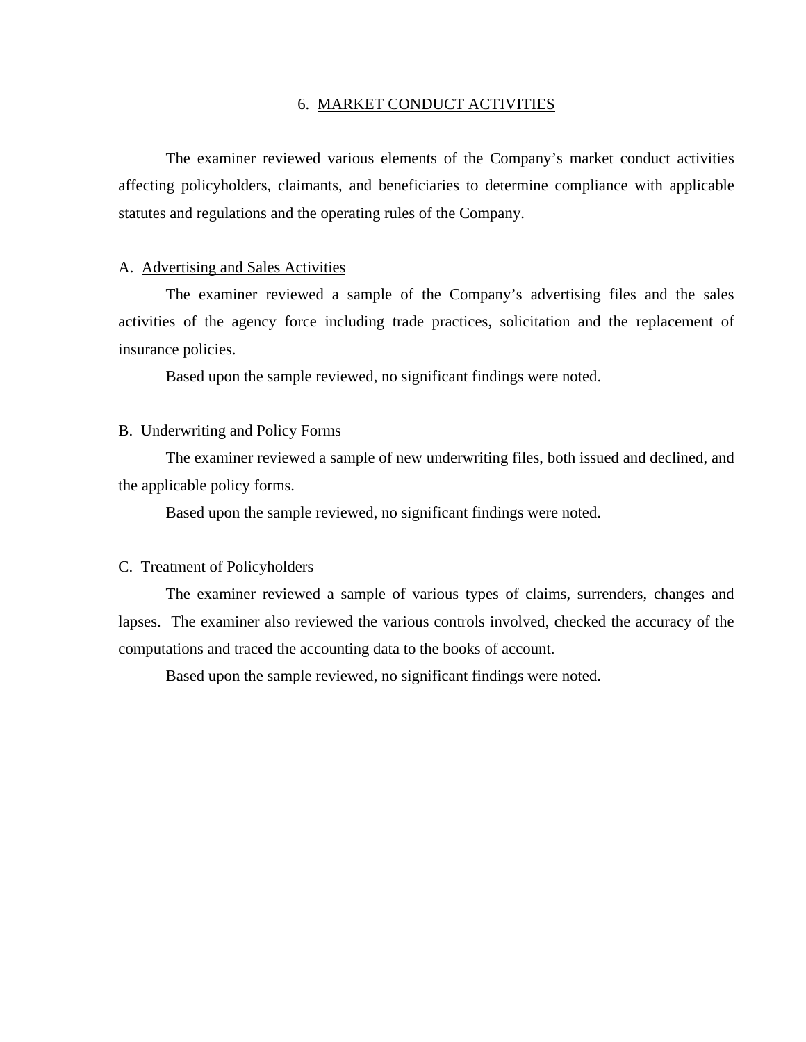## 6. MARKET CONDUCT ACTIVITIES

The examiner reviewed various elements of the Company's market conduct activities affecting policyholders, claimants, and beneficiaries to determine compliance with applicable statutes and regulations and the operating rules of the Company.

### A. Advertising and Sales Activities

The examiner reviewed a sample of the Company's advertising files and the sales activities of the agency force including trade practices, solicitation and the replacement of insurance policies.

Based upon the sample reviewed, no significant findings were noted.

### B. Underwriting and Policy Forms

The examiner reviewed a sample of new underwriting files, both issued and declined, and the applicable policy forms.

Based upon the sample reviewed, no significant findings were noted.

### C. Treatment of Policyholders

The examiner reviewed a sample of various types of claims, surrenders, changes and lapses. The examiner also reviewed the various controls involved, checked the accuracy of the computations and traced the accounting data to the books of account.

Based upon the sample reviewed, no significant findings were noted.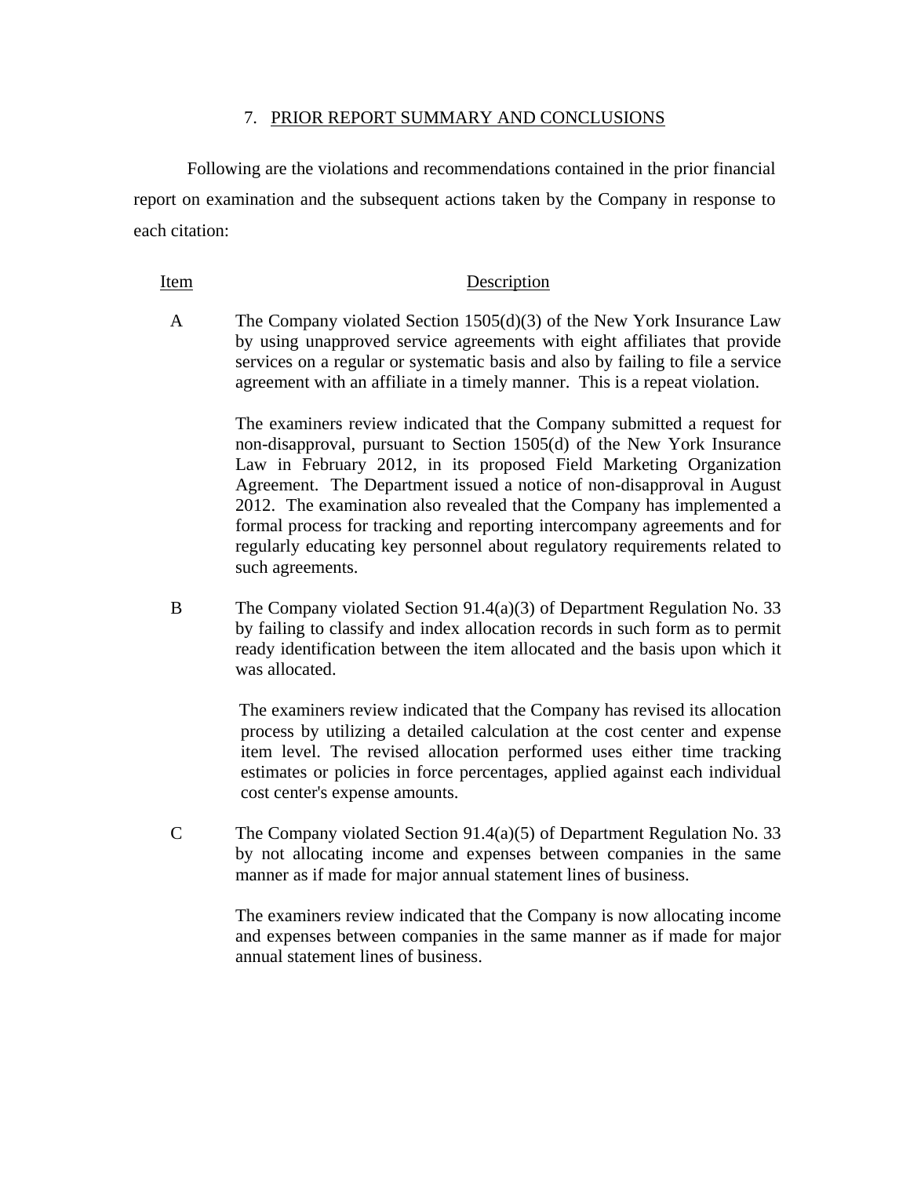## 7. PRIOR REPORT SUMMARY AND CONCLUSIONS

Following are the violations and recommendations contained in the prior financial report on examination and the subsequent actions taken by the Company in response to each citation:

| Item | Description |
| --- | --- |
| A | The Company violated Section 1505(d)(3) of the New York Insurance Law by using unapproved service agreements with eight affiliates that provide services on a regular or systematic basis and also by failing to file a service agreement with an affiliate in a timely manner. This is a repeat violation.<br><br>The examiners review indicated that the Company submitted a request for non-disapproval, pursuant to Section 1505(d) of the New York Insurance Law in February 2012, in its proposed Field Marketing Organization Agreement. The Department issued a notice of non-disapproval in August 2012. The examination also revealed that the Company has implemented a formal process for tracking and reporting intercompany agreements and for regularly educating key personnel about regulatory requirements related to such agreements. |
| B | The Company violated Section 91.4(a)(3) of Department Regulation No. 33 by failing to classify and index allocation records in such form as to permit ready identification between the item allocated and the basis upon which it was allocated.<br><br>The examiners review indicated that the Company has revised its allocation process by utilizing a detailed calculation at the cost center and expense item level. The revised allocation performed uses either time tracking estimates or policies in force percentages, applied against each individual cost center's expense amounts. |
| C | The Company violated Section 91.4(a)(5) of Department Regulation No. 33 by not allocating income and expenses between companies in the same manner as if made for major annual statement lines of business.<br><br>The examiners review indicated that the Company is now allocating income and expenses between companies in the same manner as if made for major annual statement lines of business. |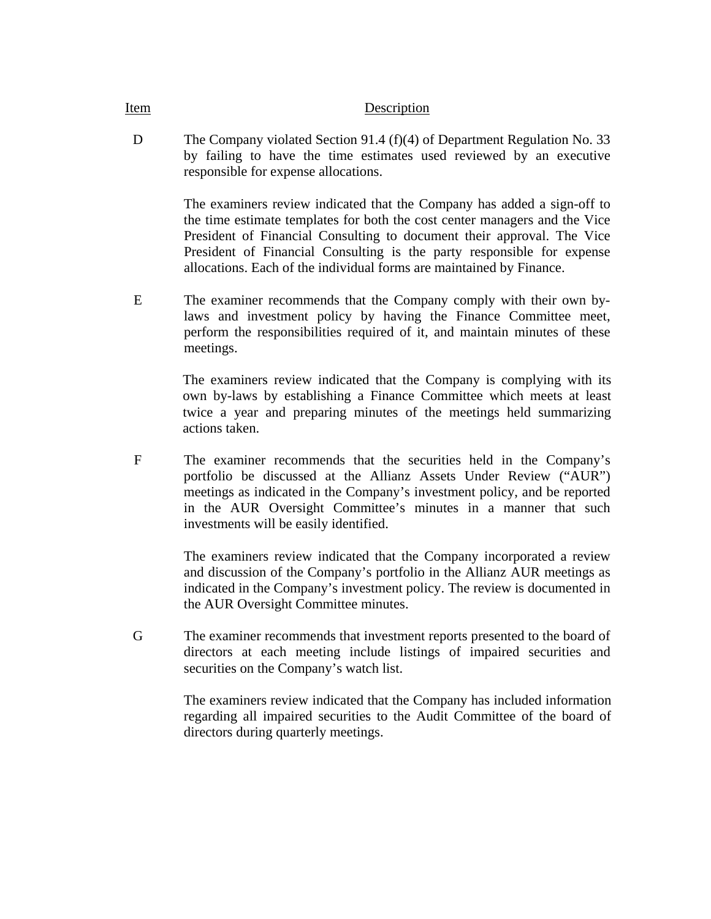| Item | Description |
|---|---|
| D | The Company violated Section 91.4 (f)(4) of Department Regulation No. 33 by failing to have the time estimates used reviewed by an executive responsible for expense allocations.<br><br>The examiners review indicated that the Company has added a sign-off to the time estimate templates for both the cost center managers and the Vice President of Financial Consulting to document their approval. The Vice President of Financial Consulting is the party responsible for expense allocations. Each of the individual forms are maintained by Finance. |
| E | The examiner recommends that the Company comply with their own by-laws and investment policy by having the Finance Committee meet, perform the responsibilities required of it, and maintain minutes of these meetings.<br><br>The examiners review indicated that the Company is complying with its own by-laws by establishing a Finance Committee which meets at least twice a year and preparing minutes of the meetings held summarizing actions taken. |
| F | The examiner recommends that the securities held in the Company's portfolio be discussed at the Allianz Assets Under Review ("AUR") meetings as indicated in the Company's investment policy, and be reported in the AUR Oversight Committee's minutes in a manner that such investments will be easily identified.<br><br>The examiners review indicated that the Company incorporated a review and discussion of the Company's portfolio in the Allianz AUR meetings as indicated in the Company's investment policy. The review is documented in the AUR Oversight Committee minutes. |
| G | The examiner recommends that investment reports presented to the board of directors at each meeting include listings of impaired securities and securities on the Company's watch list.<br><br>The examiners review indicated that the Company has included information regarding all impaired securities to the Audit Committee of the board of directors during quarterly meetings. |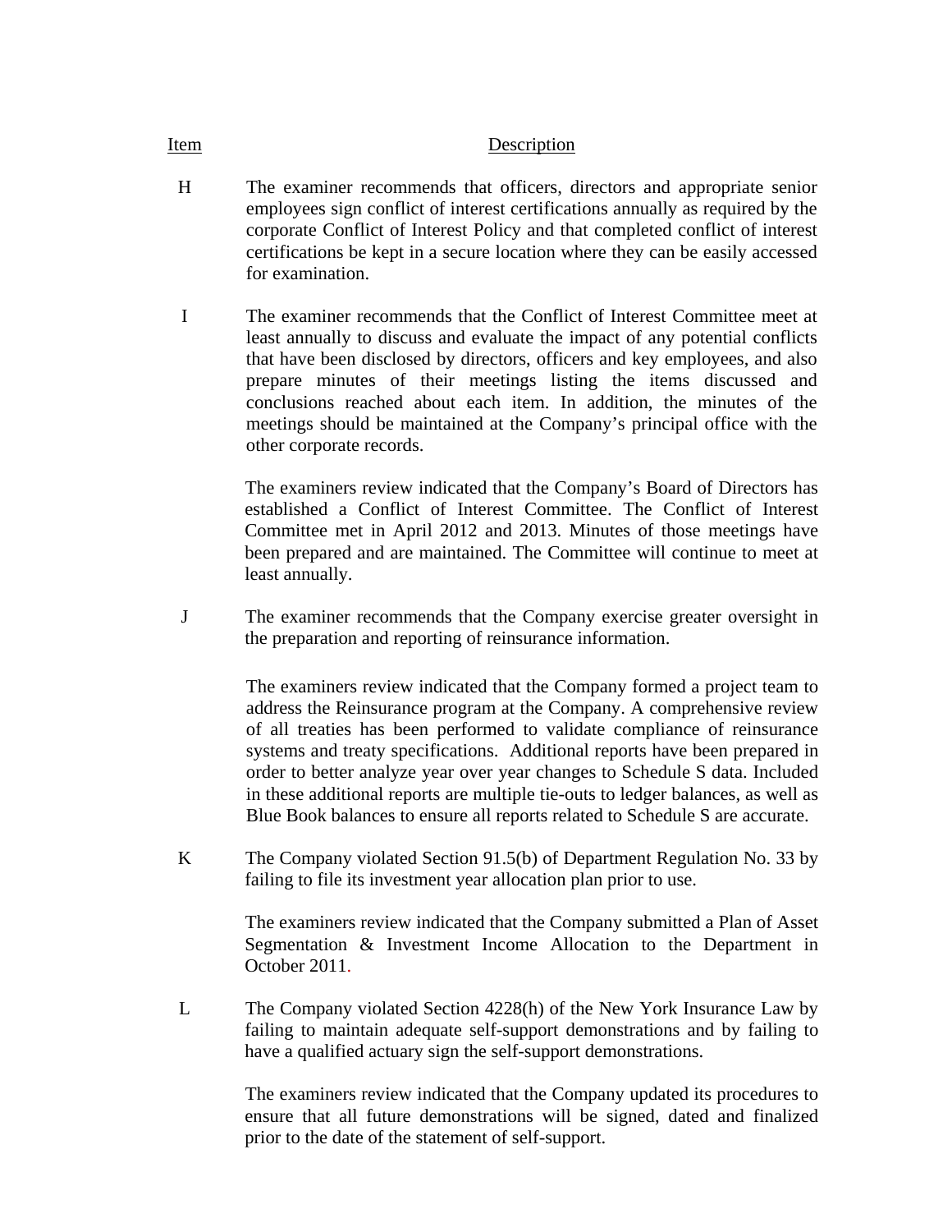| Item | Description |
|---|---|
| H | The examiner recommends that officers, directors and appropriate senior employees sign conflict of interest certifications annually as required by the corporate Conflict of Interest Policy and that completed conflict of interest certifications be kept in a secure location where they can be easily accessed for examination. |
| I | The examiner recommends that the Conflict of Interest Committee meet at least annually to discuss and evaluate the impact of any potential conflicts that have been disclosed by directors, officers and key employees, and also prepare minutes of their meetings listing the items discussed and conclusions reached about each item. In addition, the minutes of the meetings should be maintained at the Company's principal office with the other corporate records.<br><br>The examiners review indicated that the Company's Board of Directors has established a Conflict of Interest Committee. The Conflict of Interest Committee met in April 2012 and 2013. Minutes of those meetings have been prepared and are maintained. The Committee will continue to meet at least annually. |
| J | The examiner recommends that the Company exercise greater oversight in the preparation and reporting of reinsurance information.<br><br>The examiners review indicated that the Company formed a project team to address the Reinsurance program at the Company. A comprehensive review of all treaties has been performed to validate compliance of reinsurance systems and treaty specifications. Additional reports have been prepared in order to better analyze year over year changes to Schedule S data. Included in these additional reports are multiple tie-outs to ledger balances, as well as Blue Book balances to ensure all reports related to Schedule S are accurate. |
| K | The Company violated Section 91.5(b) of Department Regulation No. 33 by failing to file its investment year allocation plan prior to use.<br><br>The examiners review indicated that the Company submitted a Plan of Asset Segmentation & Investment Income Allocation to the Department in October 2011. |
| L | The Company violated Section 4228(h) of the New York Insurance Law by failing to maintain adequate self-support demonstrations and by failing to have a qualified actuary sign the self-support demonstrations.<br><br>The examiners review indicated that the Company updated its procedures to ensure that all future demonstrations will be signed, dated and finalized prior to the date of the statement of self-support. |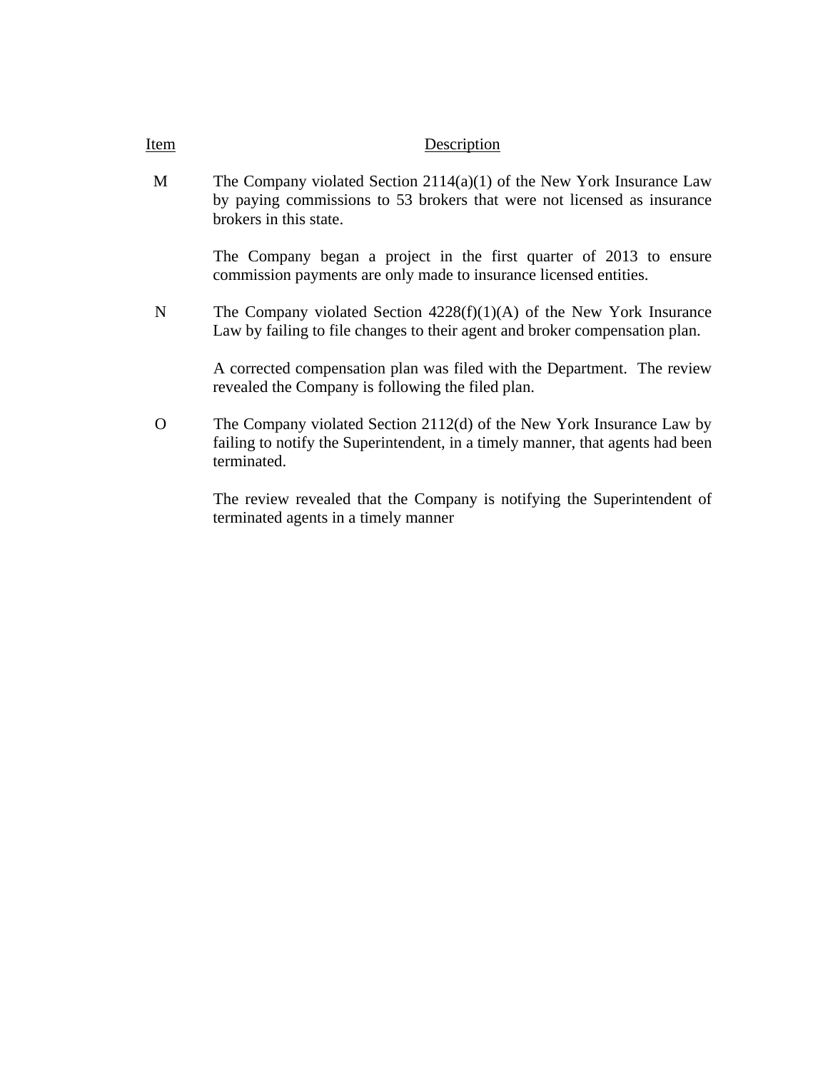| Item | Description |
|---|---|
| M | The Company violated Section 2114(a)(1) of the New York Insurance Law by paying commissions to 53 brokers that were not licensed as insurance brokers in this state.<br><br>The Company began a project in the first quarter of 2013 to ensure commission payments are only made to insurance licensed entities. |
| N | The Company violated Section 4228(f)(1)(A) of the New York Insurance Law by failing to file changes to their agent and broker compensation plan.<br><br>A corrected compensation plan was filed with the Department. The review revealed the Company is following the filed plan. |
| O | The Company violated Section 2112(d) of the New York Insurance Law by failing to notify the Superintendent, in a timely manner, that agents had been terminated.<br><br>The review revealed that the Company is notifying the Superintendent of terminated agents in a timely manner |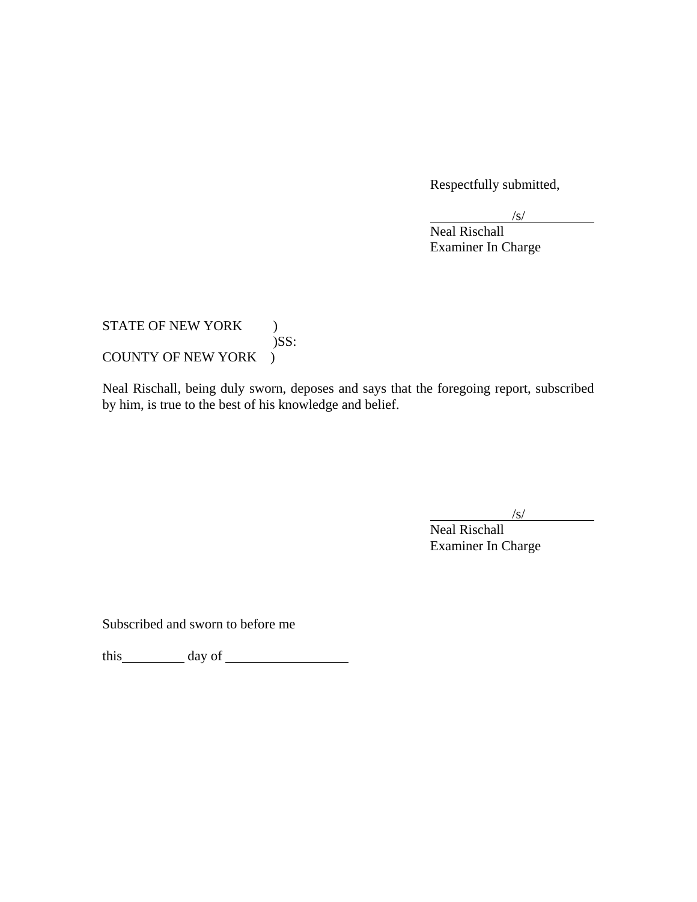Respectfully submitted,

/s/
Neal Rischall
Examiner In Charge

STATE OF NEW YORK )
)SS:
COUNTY OF NEW YORK )

Neal Rischall, being duly sworn, deposes and says that the foregoing report, subscribed by him, is true to the best of his knowledge and belief.

/s/
Neal Rischall
Examiner In Charge

Subscribed and sworn to before me

this\_\_\_\_\_\_\_\_\_\_ day of \_\_\_\_\_\_\_\_\_\_\_\_\_\_\_\_\_\_\_\_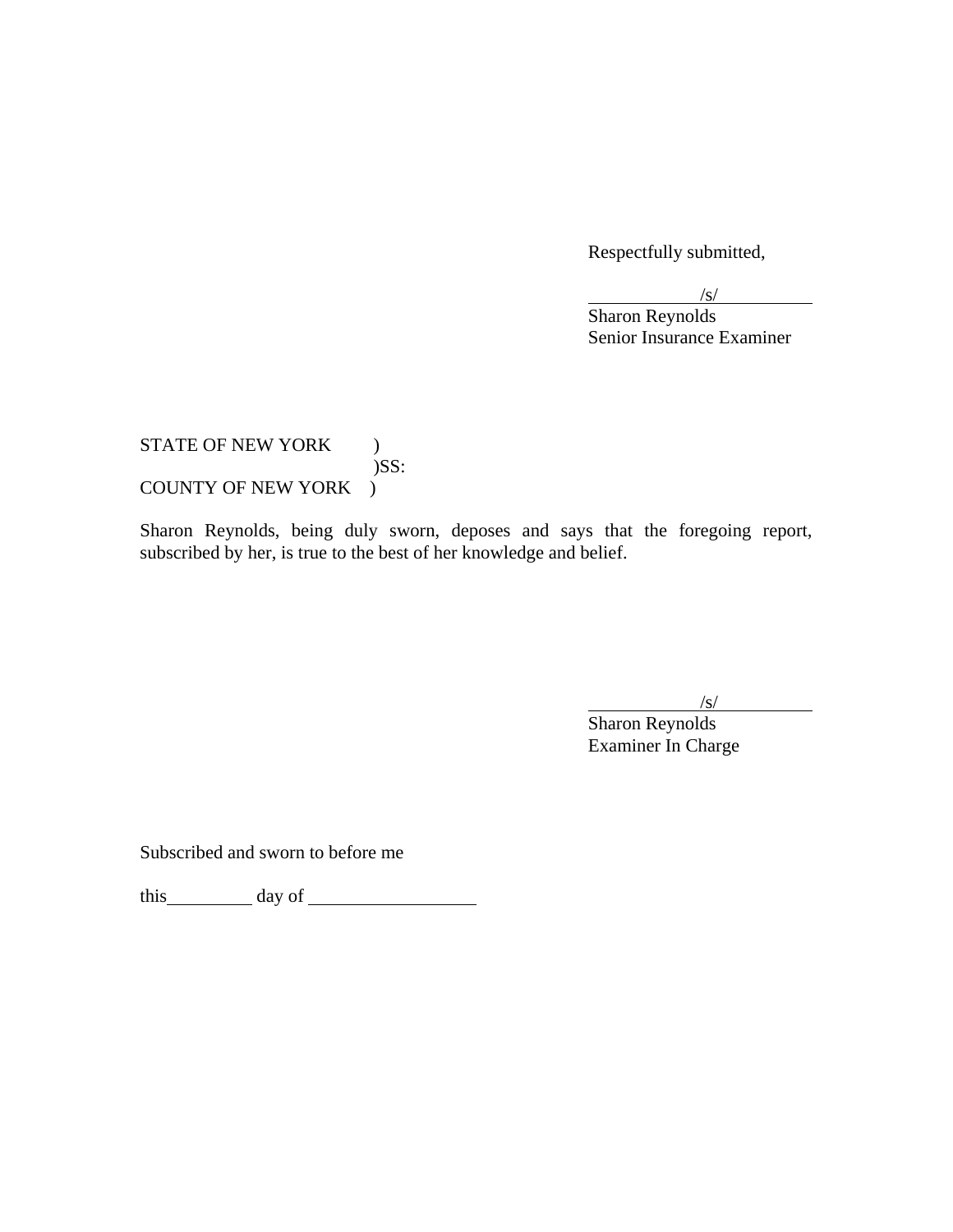Respectfully submitted,

/s/

Sharon Reynolds
Senior Insurance Examiner

STATE OF NEW YORK )
)SS:
COUNTY OF NEW YORK )

Sharon Reynolds, being duly sworn, deposes and says that the foregoing report, subscribed by her, is true to the best of her knowledge and belief.

/s/

Sharon Reynolds
Examiner In Charge

Subscribed and sworn to before me

this\_\_\_\_\_\_\_\_\_\_ day of \_\_\_\_\_\_\_\_\_\_\_\_\_\_\_\_\_\_\_\_